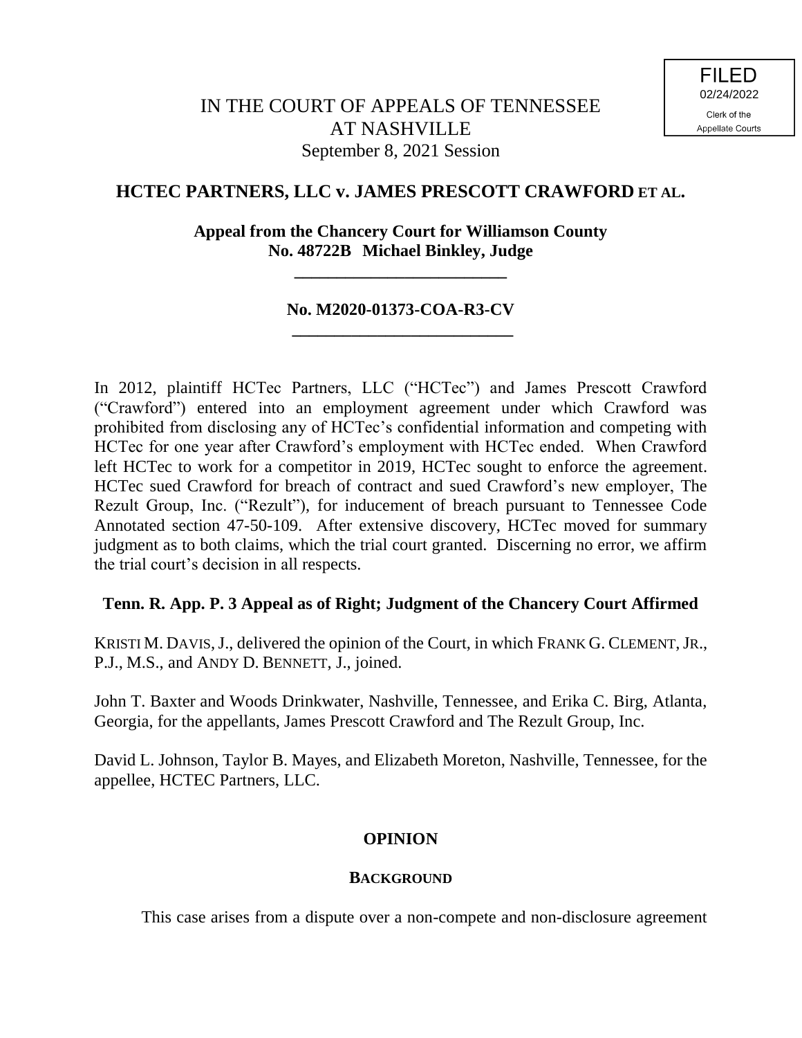FILED
02/24/2022
Clerk of the
Appellate Courts

# IN THE COURT OF APPEALS OF TENNESSEE AT NASHVILLE

September 8, 2021 Session

## HCTEC PARTNERS, LLC v. JAMES PRESCOTT CRAWFORD ET AL.

**Appeal from the Chancery Court for Williamson County**
**No. 48722B Michael Binkley, Judge**

---

**No. M2020-01373-COA-R3-CV**

---

In 2012, plaintiff HCTec Partners, LLC ("HCTec") and James Prescott Crawford ("Crawford") entered into an employment agreement under which Crawford was prohibited from disclosing any of HCTec's confidential information and competing with HCTec for one year after Crawford's employment with HCTec ended. When Crawford left HCTec to work for a competitor in 2019, HCTec sought to enforce the agreement. HCTec sued Crawford for breach of contract and sued Crawford's new employer, The Rezult Group, Inc. ("Rezult"), for inducement of breach pursuant to Tennessee Code Annotated section 47-50-109. After extensive discovery, HCTec moved for summary judgment as to both claims, which the trial court granted. Discerning no error, we affirm the trial court's decision in all respects.

**Tenn. R. App. P. 3 Appeal as of Right; Judgment of the Chancery Court Affirmed**

KRISTI M. DAVIS, J., delivered the opinion of the Court, in which FRANK G. CLEMENT, JR., P.J., M.S., and ANDY D. BENNETT, J., joined.

John T. Baxter and Woods Drinkwater, Nashville, Tennessee, and Erika C. Birg, Atlanta, Georgia, for the appellants, James Prescott Crawford and The Rezult Group, Inc.

David L. Johnson, Taylor B. Mayes, and Elizabeth Moreton, Nashville, Tennessee, for the appellee, HCTEC Partners, LLC.

## OPINION

### BACKGROUND

This case arises from a dispute over a non-compete and non-disclosure agreement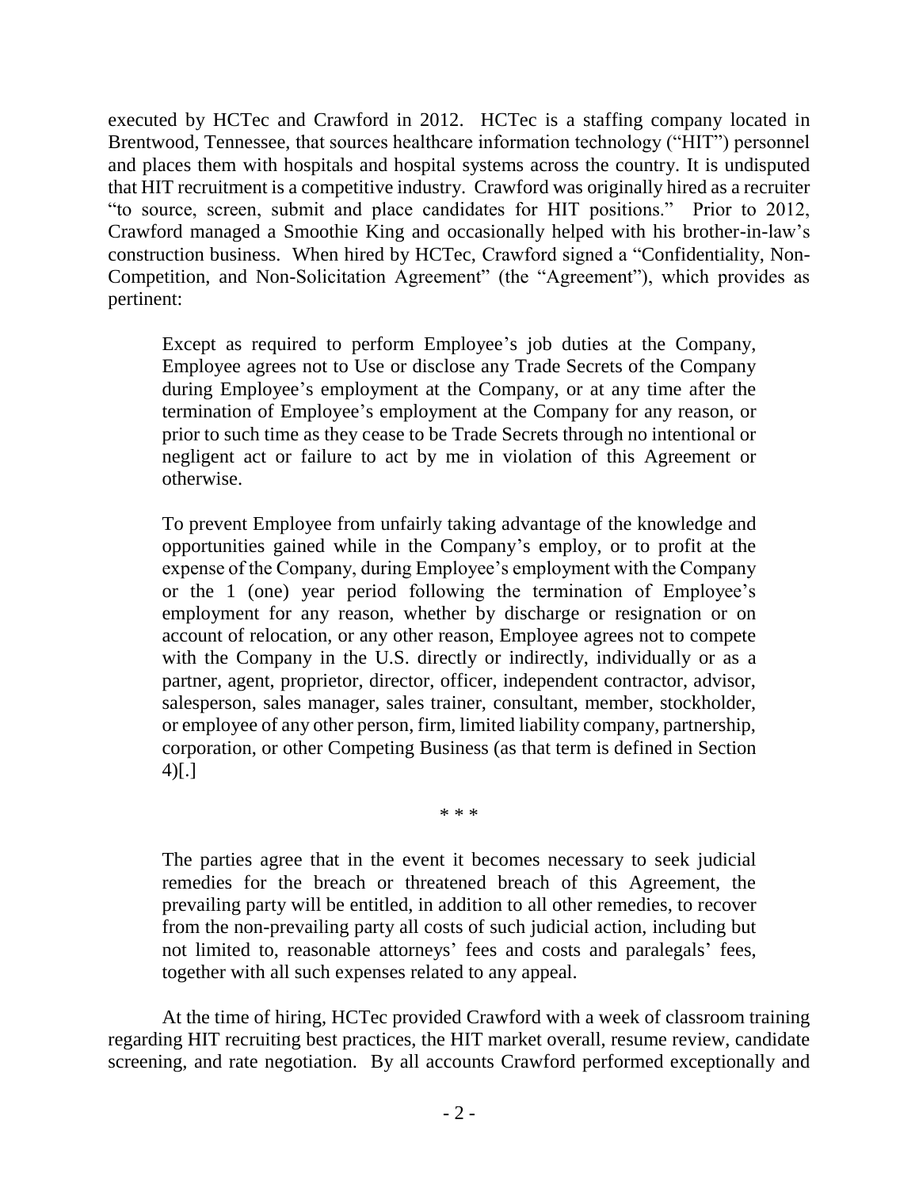executed by HCTec and Crawford in 2012. HCTec is a staffing company located in Brentwood, Tennessee, that sources healthcare information technology ("HIT") personnel and places them with hospitals and hospital systems across the country. It is undisputed that HIT recruitment is a competitive industry. Crawford was originally hired as a recruiter "to source, screen, submit and place candidates for HIT positions." Prior to 2012, Crawford managed a Smoothie King and occasionally helped with his brother-in-law's construction business. When hired by HCTec, Crawford signed a "Confidentiality, Non-Competition, and Non-Solicitation Agreement" (the "Agreement"), which provides as pertinent:

> Except as required to perform Employee's job duties at the Company, Employee agrees not to Use or disclose any Trade Secrets of the Company during Employee's employment at the Company, or at any time after the termination of Employee's employment at the Company for any reason, or prior to such time as they cease to be Trade Secrets through no intentional or negligent act or failure to act by me in violation of this Agreement or otherwise.
>
> To prevent Employee from unfairly taking advantage of the knowledge and opportunities gained while in the Company's employ, or to profit at the expense of the Company, during Employee's employment with the Company or the 1 (one) year period following the termination of Employee's employment for any reason, whether by discharge or resignation or on account of relocation, or any other reason, Employee agrees not to compete with the Company in the U.S. directly or indirectly, individually or as a partner, agent, proprietor, director, officer, independent contractor, advisor, salesperson, sales manager, sales trainer, consultant, member, stockholder, or employee of any other person, firm, limited liability company, partnership, corporation, or other Competing Business (as that term is defined in Section 4)[.]
>
> \* \* \*
>
> The parties agree that in the event it becomes necessary to seek judicial remedies for the breach or threatened breach of this Agreement, the prevailing party will be entitled, in addition to all other remedies, to recover from the non-prevailing party all costs of such judicial action, including but not limited to, reasonable attorneys' fees and costs and paralegals' fees, together with all such expenses related to any appeal.

At the time of hiring, HCTec provided Crawford with a week of classroom training regarding HIT recruiting best practices, the HIT market overall, resume review, candidate screening, and rate negotiation. By all accounts Crawford performed exceptionally and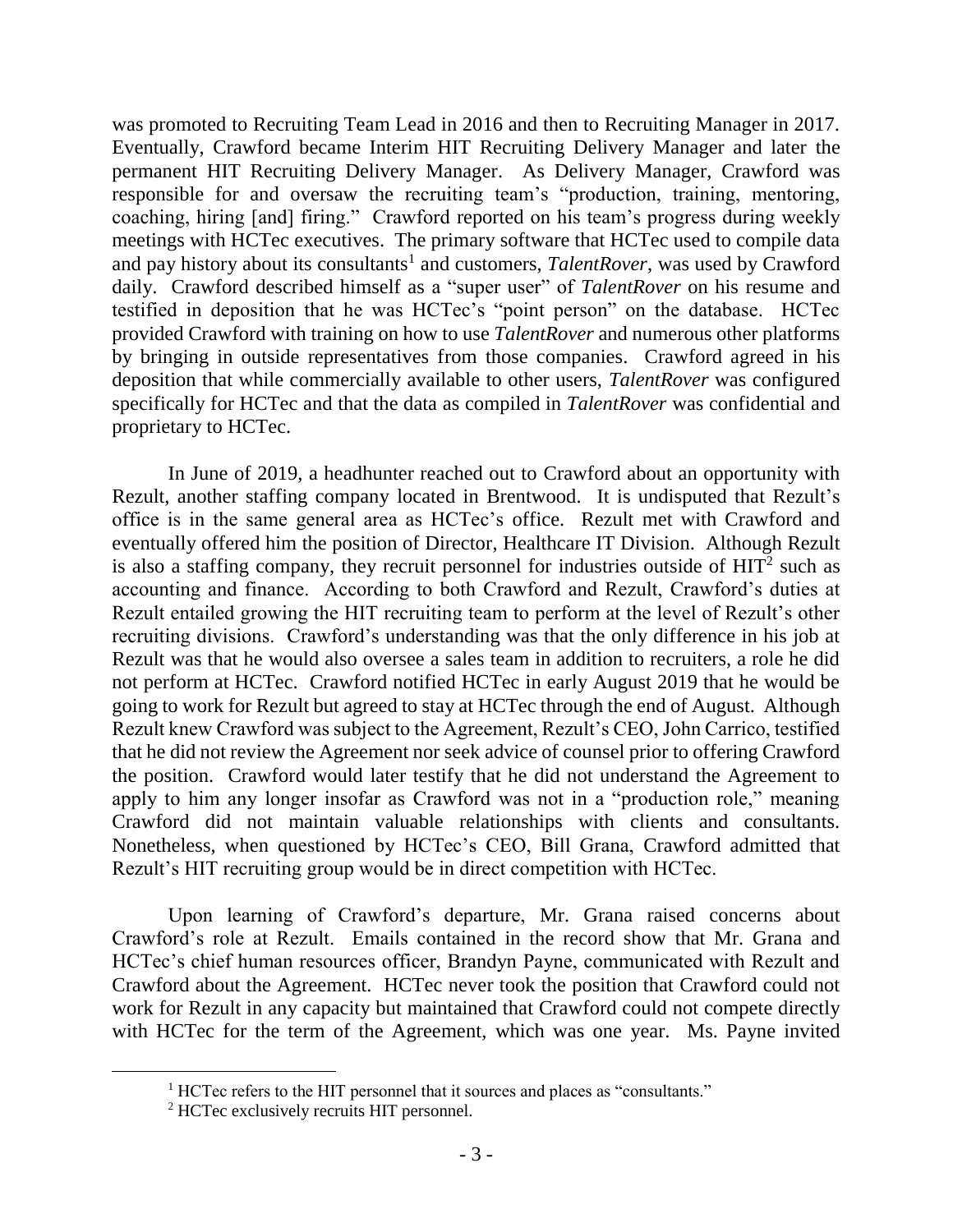was promoted to Recruiting Team Lead in 2016 and then to Recruiting Manager in 2017. Eventually, Crawford became Interim HIT Recruiting Delivery Manager and later the permanent HIT Recruiting Delivery Manager. As Delivery Manager, Crawford was responsible for and oversaw the recruiting team's "production, training, mentoring, coaching, hiring [and] firing." Crawford reported on his team's progress during weekly meetings with HCTec executives. The primary software that HCTec used to compile data and pay history about its consultants[1] and customers, *TalentRover*, was used by Crawford daily. Crawford described himself as a "super user" of *TalentRover* on his resume and testified in deposition that he was HCTec's "point person" on the database. HCTec provided Crawford with training on how to use *TalentRover* and numerous other platforms by bringing in outside representatives from those companies. Crawford agreed in his deposition that while commercially available to other users, *TalentRover* was configured specifically for HCTec and that the data as compiled in *TalentRover* was confidential and proprietary to HCTec.

In June of 2019, a headhunter reached out to Crawford about an opportunity with Rezult, another staffing company located in Brentwood. It is undisputed that Rezult's office is in the same general area as HCTec's office. Rezult met with Crawford and eventually offered him the position of Director, Healthcare IT Division. Although Rezult is also a staffing company, they recruit personnel for industries outside of HIT[2] such as accounting and finance. According to both Crawford and Rezult, Crawford's duties at Rezult entailed growing the HIT recruiting team to perform at the level of Rezult's other recruiting divisions. Crawford's understanding was that the only difference in his job at Rezult was that he would also oversee a sales team in addition to recruiters, a role he did not perform at HCTec. Crawford notified HCTec in early August 2019 that he would be going to work for Rezult but agreed to stay at HCTec through the end of August. Although Rezult knew Crawford was subject to the Agreement, Rezult's CEO, John Carrico, testified that he did not review the Agreement nor seek advice of counsel prior to offering Crawford the position. Crawford would later testify that he did not understand the Agreement to apply to him any longer insofar as Crawford was not in a "production role," meaning Crawford did not maintain valuable relationships with clients and consultants. Nonetheless, when questioned by HCTec's CEO, Bill Grana, Crawford admitted that Rezult's HIT recruiting group would be in direct competition with HCTec.

Upon learning of Crawford's departure, Mr. Grana raised concerns about Crawford's role at Rezult. Emails contained in the record show that Mr. Grana and HCTec's chief human resources officer, Brandyn Payne, communicated with Rezult and Crawford about the Agreement. HCTec never took the position that Crawford could not work for Rezult in any capacity but maintained that Crawford could not compete directly with HCTec for the term of the Agreement, which was one year. Ms. Payne invited

[1] HCTec refers to the HIT personnel that it sources and places as "consultants."

[2] HCTec exclusively recruits HIT personnel.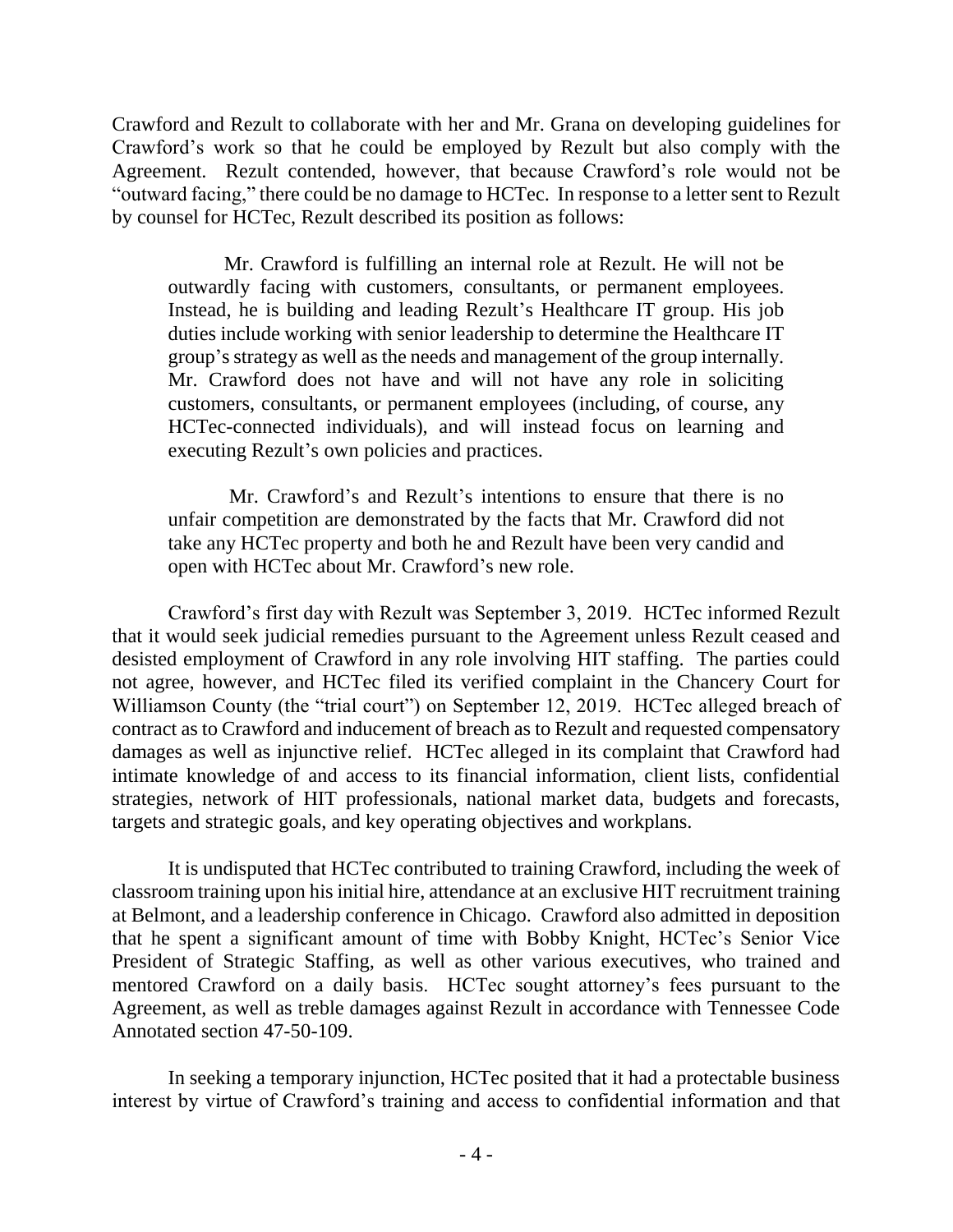Crawford and Rezult to collaborate with her and Mr. Grana on developing guidelines for Crawford's work so that he could be employed by Rezult but also comply with the Agreement. Rezult contended, however, that because Crawford's role would not be "outward facing," there could be no damage to HCTec. In response to a letter sent to Rezult by counsel for HCTec, Rezult described its position as follows:

> Mr. Crawford is fulfilling an internal role at Rezult. He will not be outwardly facing with customers, consultants, or permanent employees. Instead, he is building and leading Rezult's Healthcare IT group. His job duties include working with senior leadership to determine the Healthcare IT group's strategy as well as the needs and management of the group internally. Mr. Crawford does not have and will not have any role in soliciting customers, consultants, or permanent employees (including, of course, any HCTec-connected individuals), and will instead focus on learning and executing Rezult's own policies and practices.
>
> Mr. Crawford's and Rezult's intentions to ensure that there is no unfair competition are demonstrated by the facts that Mr. Crawford did not take any HCTec property and both he and Rezult have been very candid and open with HCTec about Mr. Crawford's new role.

Crawford's first day with Rezult was September 3, 2019. HCTec informed Rezult that it would seek judicial remedies pursuant to the Agreement unless Rezult ceased and desisted employment of Crawford in any role involving HIT staffing. The parties could not agree, however, and HCTec filed its verified complaint in the Chancery Court for Williamson County (the "trial court") on September 12, 2019. HCTec alleged breach of contract as to Crawford and inducement of breach as to Rezult and requested compensatory damages as well as injunctive relief. HCTec alleged in its complaint that Crawford had intimate knowledge of and access to its financial information, client lists, confidential strategies, network of HIT professionals, national market data, budgets and forecasts, targets and strategic goals, and key operating objectives and workplans.

It is undisputed that HCTec contributed to training Crawford, including the week of classroom training upon his initial hire, attendance at an exclusive HIT recruitment training at Belmont, and a leadership conference in Chicago. Crawford also admitted in deposition that he spent a significant amount of time with Bobby Knight, HCTec's Senior Vice President of Strategic Staffing, as well as other various executives, who trained and mentored Crawford on a daily basis. HCTec sought attorney's fees pursuant to the Agreement, as well as treble damages against Rezult in accordance with Tennessee Code Annotated section 47-50-109.

In seeking a temporary injunction, HCTec posited that it had a protectable business interest by virtue of Crawford's training and access to confidential information and that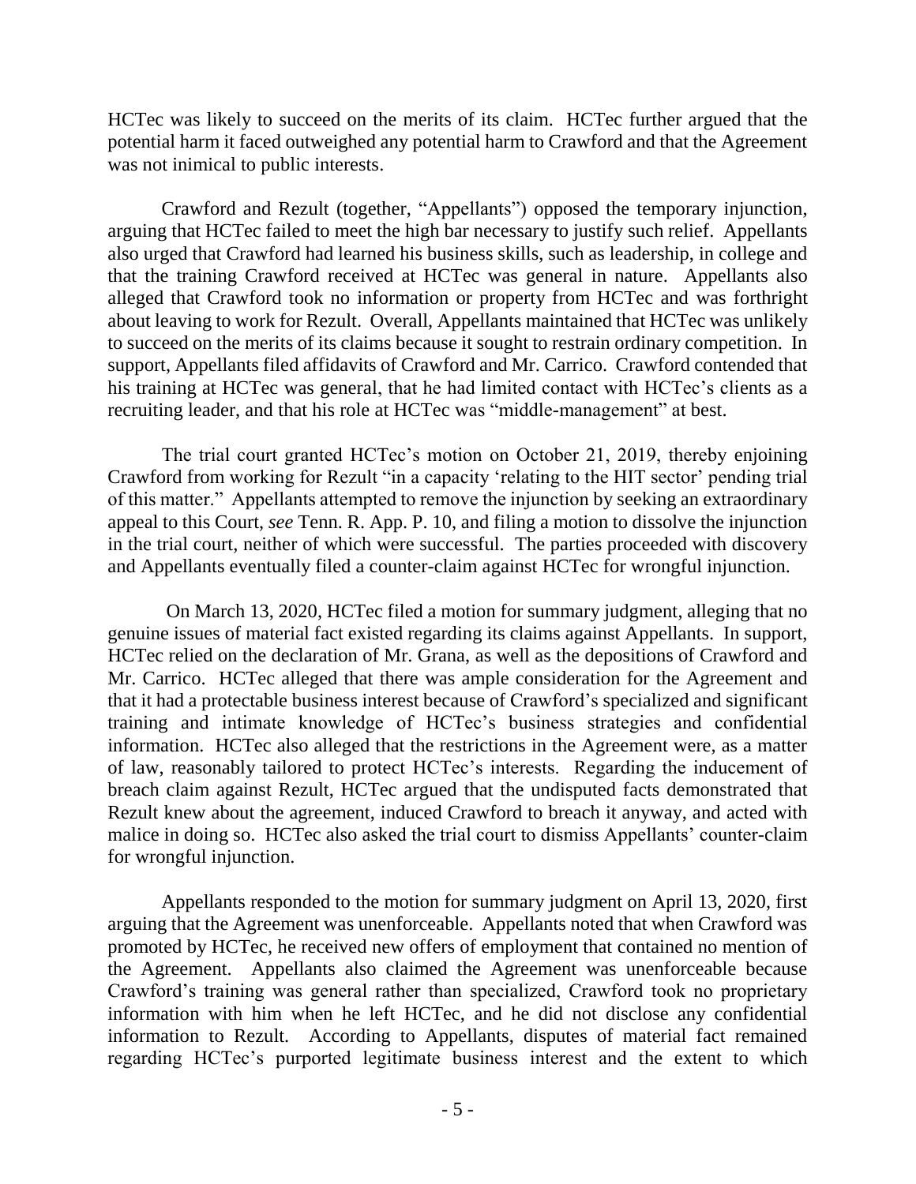HCTec was likely to succeed on the merits of its claim. HCTec further argued that the potential harm it faced outweighed any potential harm to Crawford and that the Agreement was not inimical to public interests.

Crawford and Rezult (together, "Appellants") opposed the temporary injunction, arguing that HCTec failed to meet the high bar necessary to justify such relief. Appellants also urged that Crawford had learned his business skills, such as leadership, in college and that the training Crawford received at HCTec was general in nature. Appellants also alleged that Crawford took no information or property from HCTec and was forthright about leaving to work for Rezult. Overall, Appellants maintained that HCTec was unlikely to succeed on the merits of its claims because it sought to restrain ordinary competition. In support, Appellants filed affidavits of Crawford and Mr. Carrico. Crawford contended that his training at HCTec was general, that he had limited contact with HCTec's clients as a recruiting leader, and that his role at HCTec was "middle-management" at best.

The trial court granted HCTec's motion on October 21, 2019, thereby enjoining Crawford from working for Rezult "in a capacity 'relating to the HIT sector' pending trial of this matter." Appellants attempted to remove the injunction by seeking an extraordinary appeal to this Court, *see* Tenn. R. App. P. 10, and filing a motion to dissolve the injunction in the trial court, neither of which were successful. The parties proceeded with discovery and Appellants eventually filed a counter-claim against HCTec for wrongful injunction.

On March 13, 2020, HCTec filed a motion for summary judgment, alleging that no genuine issues of material fact existed regarding its claims against Appellants. In support, HCTec relied on the declaration of Mr. Grana, as well as the depositions of Crawford and Mr. Carrico. HCTec alleged that there was ample consideration for the Agreement and that it had a protectable business interest because of Crawford's specialized and significant training and intimate knowledge of HCTec's business strategies and confidential information. HCTec also alleged that the restrictions in the Agreement were, as a matter of law, reasonably tailored to protect HCTec's interests. Regarding the inducement of breach claim against Rezult, HCTec argued that the undisputed facts demonstrated that Rezult knew about the agreement, induced Crawford to breach it anyway, and acted with malice in doing so. HCTec also asked the trial court to dismiss Appellants' counter-claim for wrongful injunction.

Appellants responded to the motion for summary judgment on April 13, 2020, first arguing that the Agreement was unenforceable. Appellants noted that when Crawford was promoted by HCTec, he received new offers of employment that contained no mention of the Agreement. Appellants also claimed the Agreement was unenforceable because Crawford's training was general rather than specialized, Crawford took no proprietary information with him when he left HCTec, and he did not disclose any confidential information to Rezult. According to Appellants, disputes of material fact remained regarding HCTec's purported legitimate business interest and the extent to which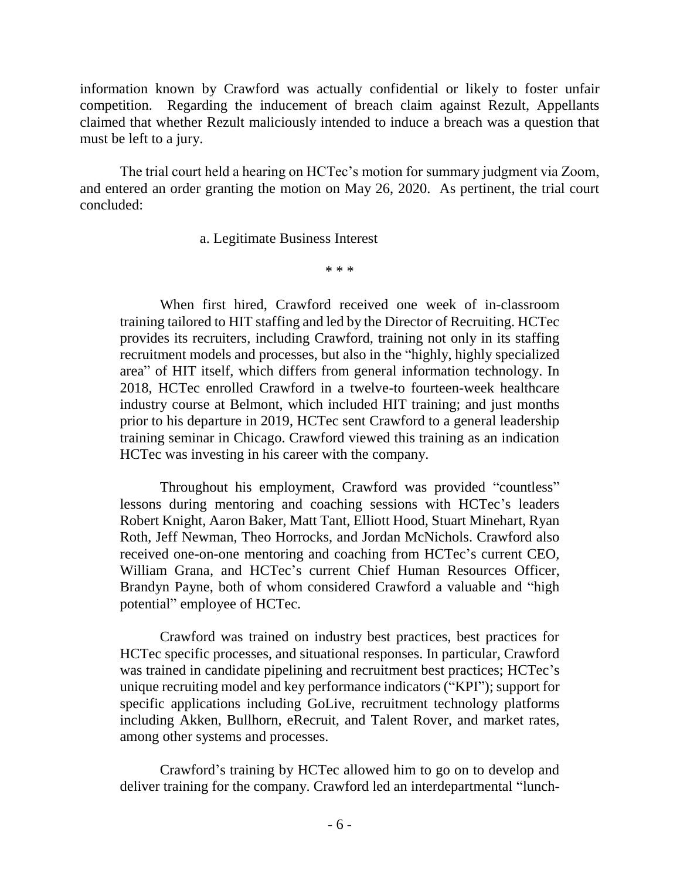information known by Crawford was actually confidential or likely to foster unfair competition. Regarding the inducement of breach claim against Rezult, Appellants claimed that whether Rezult maliciously intended to induce a breach was a question that must be left to a jury.

The trial court held a hearing on HCTec's motion for summary judgment via Zoom, and entered an order granting the motion on May 26, 2020. As pertinent, the trial court concluded:

> a. Legitimate Business Interest
>
> \* \* \*
>
> When first hired, Crawford received one week of in-classroom training tailored to HIT staffing and led by the Director of Recruiting. HCTec provides its recruiters, including Crawford, training not only in its staffing recruitment models and processes, but also in the "highly, highly specialized area" of HIT itself, which differs from general information technology. In 2018, HCTec enrolled Crawford in a twelve-to fourteen-week healthcare industry course at Belmont, which included HIT training; and just months prior to his departure in 2019, HCTec sent Crawford to a general leadership training seminar in Chicago. Crawford viewed this training as an indication HCTec was investing in his career with the company.
>
> Throughout his employment, Crawford was provided "countless" lessons during mentoring and coaching sessions with HCTec's leaders Robert Knight, Aaron Baker, Matt Tant, Elliott Hood, Stuart Minehart, Ryan Roth, Jeff Newman, Theo Horrocks, and Jordan McNichols. Crawford also received one-on-one mentoring and coaching from HCTec's current CEO, William Grana, and HCTec's current Chief Human Resources Officer, Brandyn Payne, both of whom considered Crawford a valuable and "high potential" employee of HCTec.
>
> Crawford was trained on industry best practices, best practices for HCTec specific processes, and situational responses. In particular, Crawford was trained in candidate pipelining and recruitment best practices; HCTec's unique recruiting model and key performance indicators ("KPI"); support for specific applications including GoLive, recruitment technology platforms including Akken, Bullhorn, eRecruit, and Talent Rover, and market rates, among other systems and processes.
>
> Crawford's training by HCTec allowed him to go on to develop and deliver training for the company. Crawford led an interdepartmental "lunch-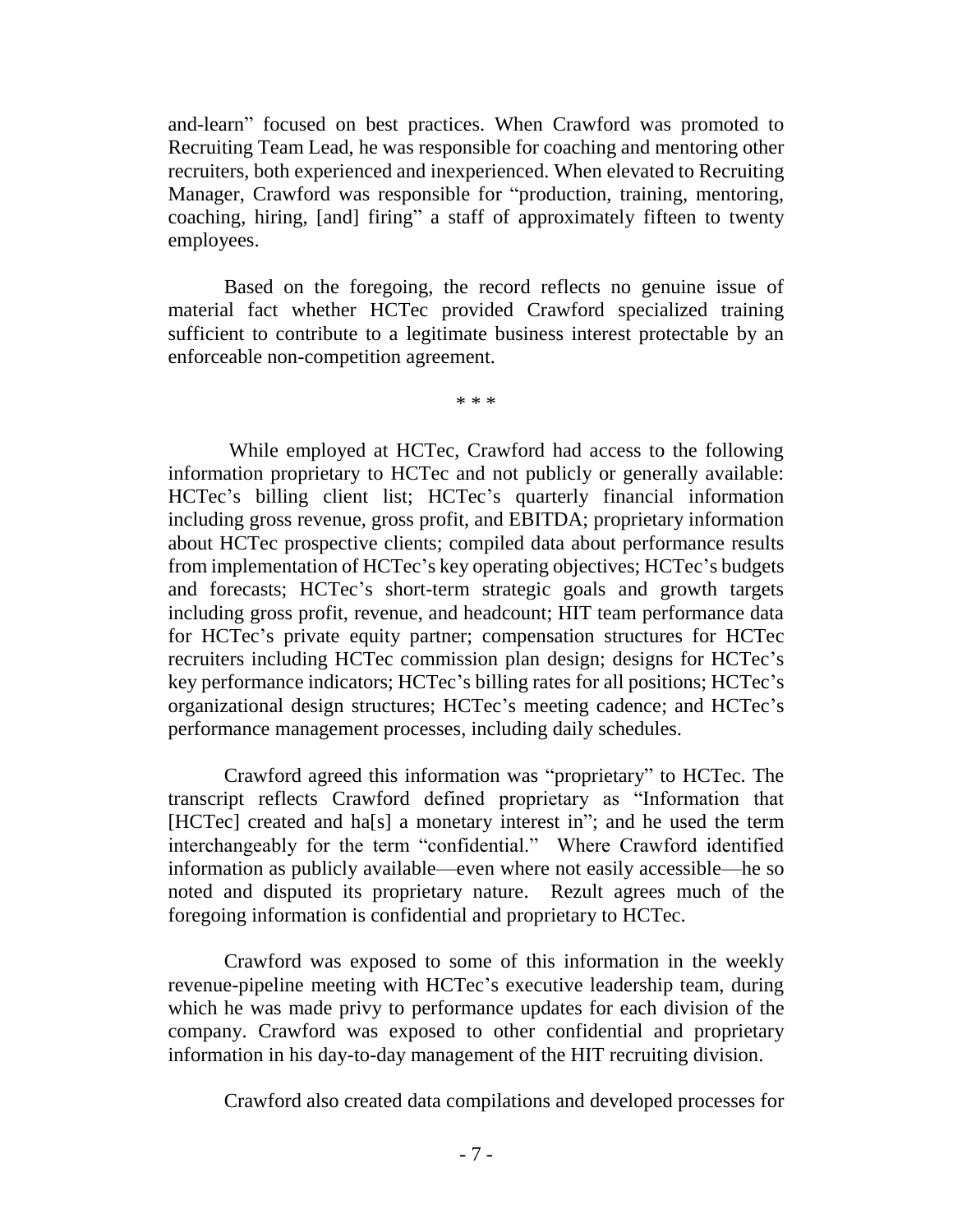and-learn" focused on best practices. When Crawford was promoted to Recruiting Team Lead, he was responsible for coaching and mentoring other recruiters, both experienced and inexperienced. When elevated to Recruiting Manager, Crawford was responsible for "production, training, mentoring, coaching, hiring, [and] firing" a staff of approximately fifteen to twenty employees.

Based on the foregoing, the record reflects no genuine issue of material fact whether HCTec provided Crawford specialized training sufficient to contribute to a legitimate business interest protectable by an enforceable non-competition agreement.

\* \* \*

While employed at HCTec, Crawford had access to the following information proprietary to HCTec and not publicly or generally available: HCTec's billing client list; HCTec's quarterly financial information including gross revenue, gross profit, and EBITDA; proprietary information about HCTec prospective clients; compiled data about performance results from implementation of HCTec's key operating objectives; HCTec's budgets and forecasts; HCTec's short-term strategic goals and growth targets including gross profit, revenue, and headcount; HIT team performance data for HCTec's private equity partner; compensation structures for HCTec recruiters including HCTec commission plan design; designs for HCTec's key performance indicators; HCTec's billing rates for all positions; HCTec's organizational design structures; HCTec's meeting cadence; and HCTec's performance management processes, including daily schedules.

Crawford agreed this information was "proprietary" to HCTec. The transcript reflects Crawford defined proprietary as "Information that [HCTec] created and ha[s] a monetary interest in"; and he used the term interchangeably for the term "confidential." Where Crawford identified information as publicly available—even where not easily accessible—he so noted and disputed its proprietary nature. Rezult agrees much of the foregoing information is confidential and proprietary to HCTec.

Crawford was exposed to some of this information in the weekly revenue-pipeline meeting with HCTec's executive leadership team, during which he was made privy to performance updates for each division of the company. Crawford was exposed to other confidential and proprietary information in his day-to-day management of the HIT recruiting division.

Crawford also created data compilations and developed processes for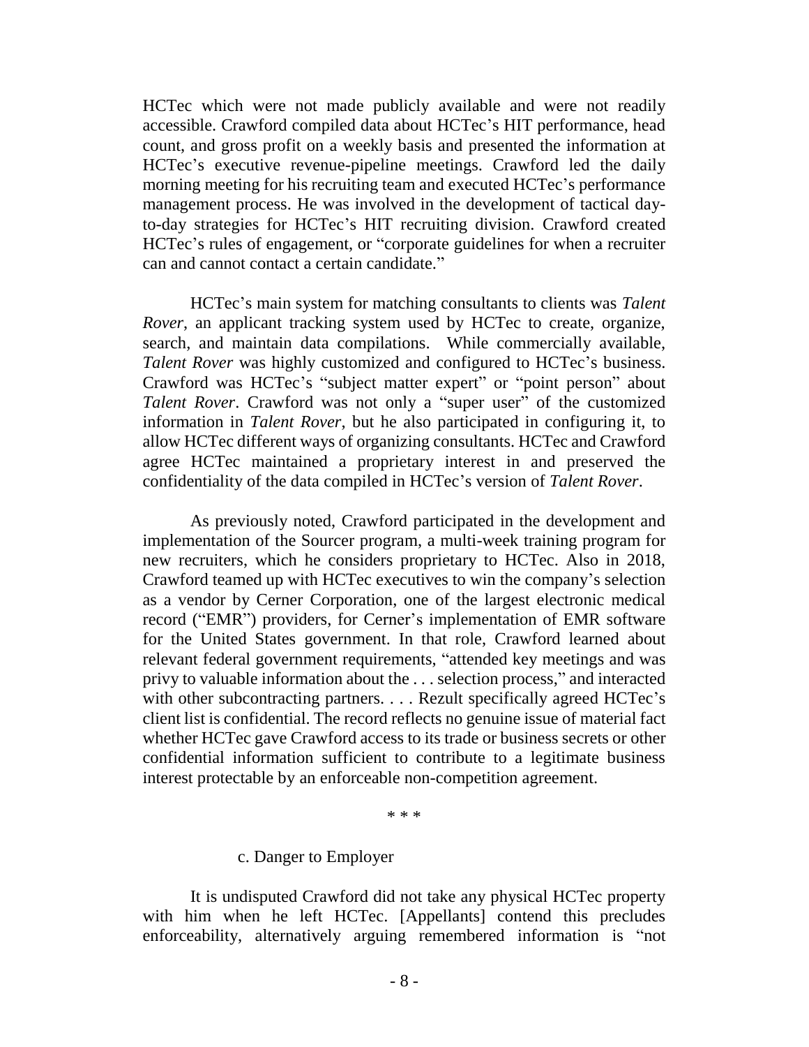HCTec which were not made publicly available and were not readily accessible. Crawford compiled data about HCTec's HIT performance, head count, and gross profit on a weekly basis and presented the information at HCTec's executive revenue-pipeline meetings. Crawford led the daily morning meeting for his recruiting team and executed HCTec's performance management process. He was involved in the development of tactical day-to-day strategies for HCTec's HIT recruiting division. Crawford created HCTec's rules of engagement, or "corporate guidelines for when a recruiter can and cannot contact a certain candidate."

HCTec's main system for matching consultants to clients was *Talent Rover*, an applicant tracking system used by HCTec to create, organize, search, and maintain data compilations. While commercially available, *Talent Rover* was highly customized and configured to HCTec's business. Crawford was HCTec's "subject matter expert" or "point person" about *Talent Rover*. Crawford was not only a "super user" of the customized information in *Talent Rover*, but he also participated in configuring it, to allow HCTec different ways of organizing consultants. HCTec and Crawford agree HCTec maintained a proprietary interest in and preserved the confidentiality of the data compiled in HCTec's version of *Talent Rover*.

As previously noted, Crawford participated in the development and implementation of the Sourcer program, a multi-week training program for new recruiters, which he considers proprietary to HCTec. Also in 2018, Crawford teamed up with HCTec executives to win the company's selection as a vendor by Cerner Corporation, one of the largest electronic medical record ("EMR") providers, for Cerner's implementation of EMR software for the United States government. In that role, Crawford learned about relevant federal government requirements, "attended key meetings and was privy to valuable information about the . . . selection process," and interacted with other subcontracting partners. . . . Rezult specifically agreed HCTec's client list is confidential. The record reflects no genuine issue of material fact whether HCTec gave Crawford access to its trade or business secrets or other confidential information sufficient to contribute to a legitimate business interest protectable by an enforceable non-competition agreement.

\* \* \*

c. Danger to Employer

It is undisputed Crawford did not take any physical HCTec property with him when he left HCTec. [Appellants] contend this precludes enforceability, alternatively arguing remembered information is "not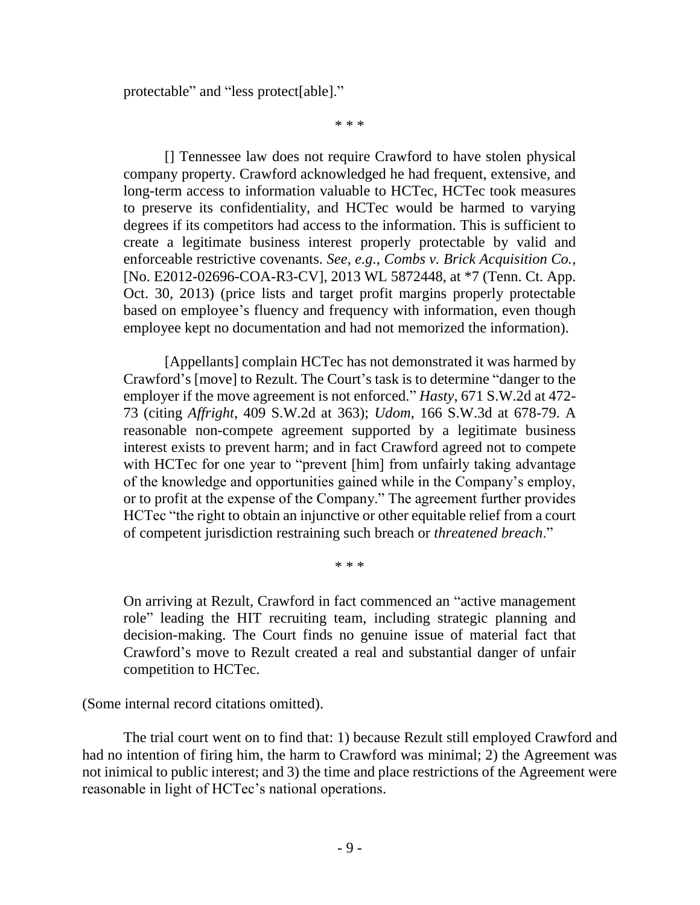protectable" and "less protect[able]."

\* \* \*

> [] Tennessee law does not require Crawford to have stolen physical company property. Crawford acknowledged he had frequent, extensive, and long-term access to information valuable to HCTec, HCTec took measures to preserve its confidentiality, and HCTec would be harmed to varying degrees if its competitors had access to the information. This is sufficient to create a legitimate business interest properly protectable by valid and enforceable restrictive covenants. *See, e.g.*, *Combs v. Brick Acquisition Co.*, [No. E2012-02696-COA-R3-CV], 2013 WL 5872448, at *7 (Tenn. Ct. App. Oct. 30, 2013) (price lists and target profit margins properly protectable based on employee's fluency and frequency with information, even though employee kept no documentation and had not memorized the information).
>
> [Appellants] complain HCTec has not demonstrated it was harmed by Crawford's [move] to Rezult. The Court's task is to determine "danger to the employer if the move agreement is not enforced." *Hasty*, 671 S.W.2d at 472-73 (citing *Affright*, 409 S.W.2d at 363); *Udom*, 166 S.W.3d at 678-79. A reasonable non-compete agreement supported by a legitimate business interest exists to prevent harm; and in fact Crawford agreed not to compete with HCTec for one year to "prevent [him] from unfairly taking advantage of the knowledge and opportunities gained while in the Company's employ, or to profit at the expense of the Company." The agreement further provides HCTec "the right to obtain an injunctive or other equitable relief from a court of competent jurisdiction restraining such breach or *threatened breach*."

\* \* \*

> On arriving at Rezult, Crawford in fact commenced an "active management role" leading the HIT recruiting team, including strategic planning and decision-making. The Court finds no genuine issue of material fact that Crawford's move to Rezult created a real and substantial danger of unfair competition to HCTec.

(Some internal record citations omitted).

The trial court went on to find that: 1) because Rezult still employed Crawford and had no intention of firing him, the harm to Crawford was minimal; 2) the Agreement was not inimical to public interest; and 3) the time and place restrictions of the Agreement were reasonable in light of HCTec's national operations.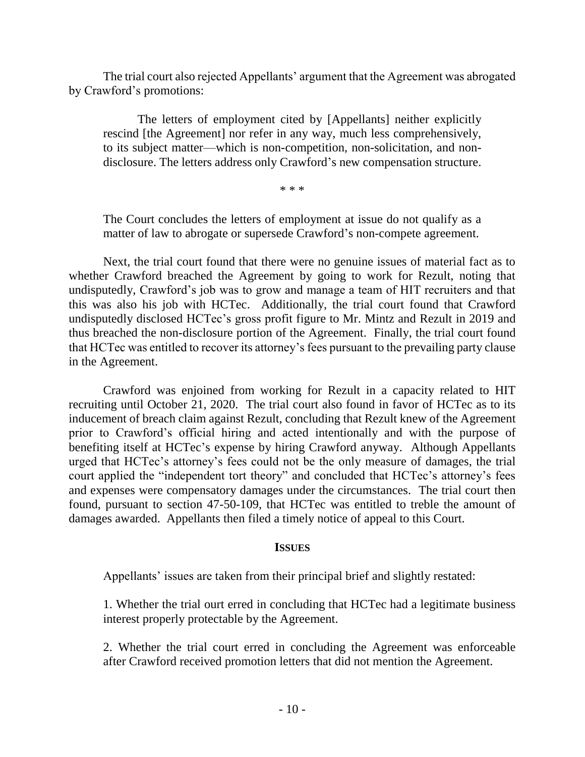The trial court also rejected Appellants' argument that the Agreement was abrogated by Crawford's promotions:

> The letters of employment cited by [Appellants] neither explicitly rescind [the Agreement] nor refer in any way, much less comprehensively, to its subject matter—which is non-competition, non-solicitation, and non-disclosure. The letters address only Crawford's new compensation structure.
>
> \* \* \*
>
> The Court concludes the letters of employment at issue do not qualify as a matter of law to abrogate or supersede Crawford's non-compete agreement.

Next, the trial court found that there were no genuine issues of material fact as to whether Crawford breached the Agreement by going to work for Rezult, noting that undisputedly, Crawford's job was to grow and manage a team of HIT recruiters and that this was also his job with HCTec. Additionally, the trial court found that Crawford undisputedly disclosed HCTec's gross profit figure to Mr. Mintz and Rezult in 2019 and thus breached the non-disclosure portion of the Agreement. Finally, the trial court found that HCTec was entitled to recover its attorney's fees pursuant to the prevailing party clause in the Agreement.

Crawford was enjoined from working for Rezult in a capacity related to HIT recruiting until October 21, 2020. The trial court also found in favor of HCTec as to its inducement of breach claim against Rezult, concluding that Rezult knew of the Agreement prior to Crawford's official hiring and acted intentionally and with the purpose of benefiting itself at HCTec's expense by hiring Crawford anyway. Although Appellants urged that HCTec's attorney's fees could not be the only measure of damages, the trial court applied the "independent tort theory" and concluded that HCTec's attorney's fees and expenses were compensatory damages under the circumstances. The trial court then found, pursuant to section 47-50-109, that HCTec was entitled to treble the amount of damages awarded. Appellants then filed a timely notice of appeal to this Court.

## ISSUES

Appellants' issues are taken from their principal brief and slightly restated:

1. Whether the trial ourt erred in concluding that HCTec had a legitimate business interest properly protectable by the Agreement.

2. Whether the trial court erred in concluding the Agreement was enforceable after Crawford received promotion letters that did not mention the Agreement.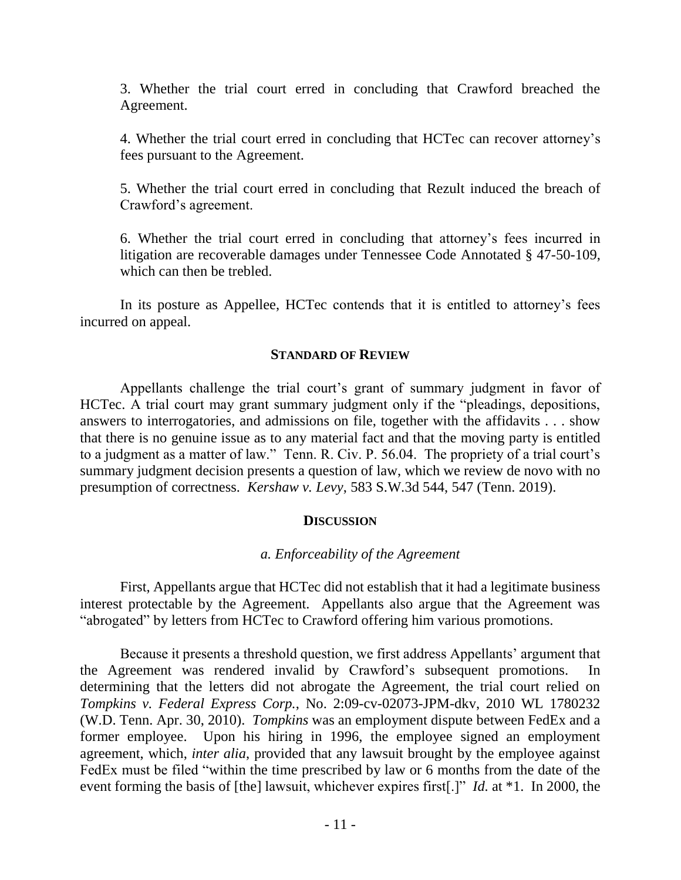3. Whether the trial court erred in concluding that Crawford breached the Agreement.

4. Whether the trial court erred in concluding that HCTec can recover attorney's fees pursuant to the Agreement.

5. Whether the trial court erred in concluding that Rezult induced the breach of Crawford's agreement.

6. Whether the trial court erred in concluding that attorney's fees incurred in litigation are recoverable damages under Tennessee Code Annotated § 47-50-109, which can then be trebled.

In its posture as Appellee, HCTec contends that it is entitled to attorney's fees incurred on appeal.

## STANDARD OF REVIEW

Appellants challenge the trial court's grant of summary judgment in favor of HCTec. A trial court may grant summary judgment only if the "pleadings, depositions, answers to interrogatories, and admissions on file, together with the affidavits . . . show that there is no genuine issue as to any material fact and that the moving party is entitled to a judgment as a matter of law." Tenn. R. Civ. P. 56.04. The propriety of a trial court's summary judgment decision presents a question of law, which we review de novo with no presumption of correctness. *Kershaw v. Levy*, 583 S.W.3d 544, 547 (Tenn. 2019).

## DISCUSSION

### *a. Enforceability of the Agreement*

First, Appellants argue that HCTec did not establish that it had a legitimate business interest protectable by the Agreement. Appellants also argue that the Agreement was "abrogated" by letters from HCTec to Crawford offering him various promotions.

Because it presents a threshold question, we first address Appellants' argument that the Agreement was rendered invalid by Crawford's subsequent promotions. In determining that the letters did not abrogate the Agreement, the trial court relied on *Tompkins v. Federal Express Corp.*, No. 2:09-cv-02073-JPM-dkv, 2010 WL 1780232 (W.D. Tenn. Apr. 30, 2010). *Tompkins* was an employment dispute between FedEx and a former employee. Upon his hiring in 1996, the employee signed an employment agreement, which, *inter alia*, provided that any lawsuit brought by the employee against FedEx must be filed "within the time prescribed by law or 6 months from the date of the event forming the basis of [the] lawsuit, whichever expires first[.]" *Id.* at *1. In 2000, the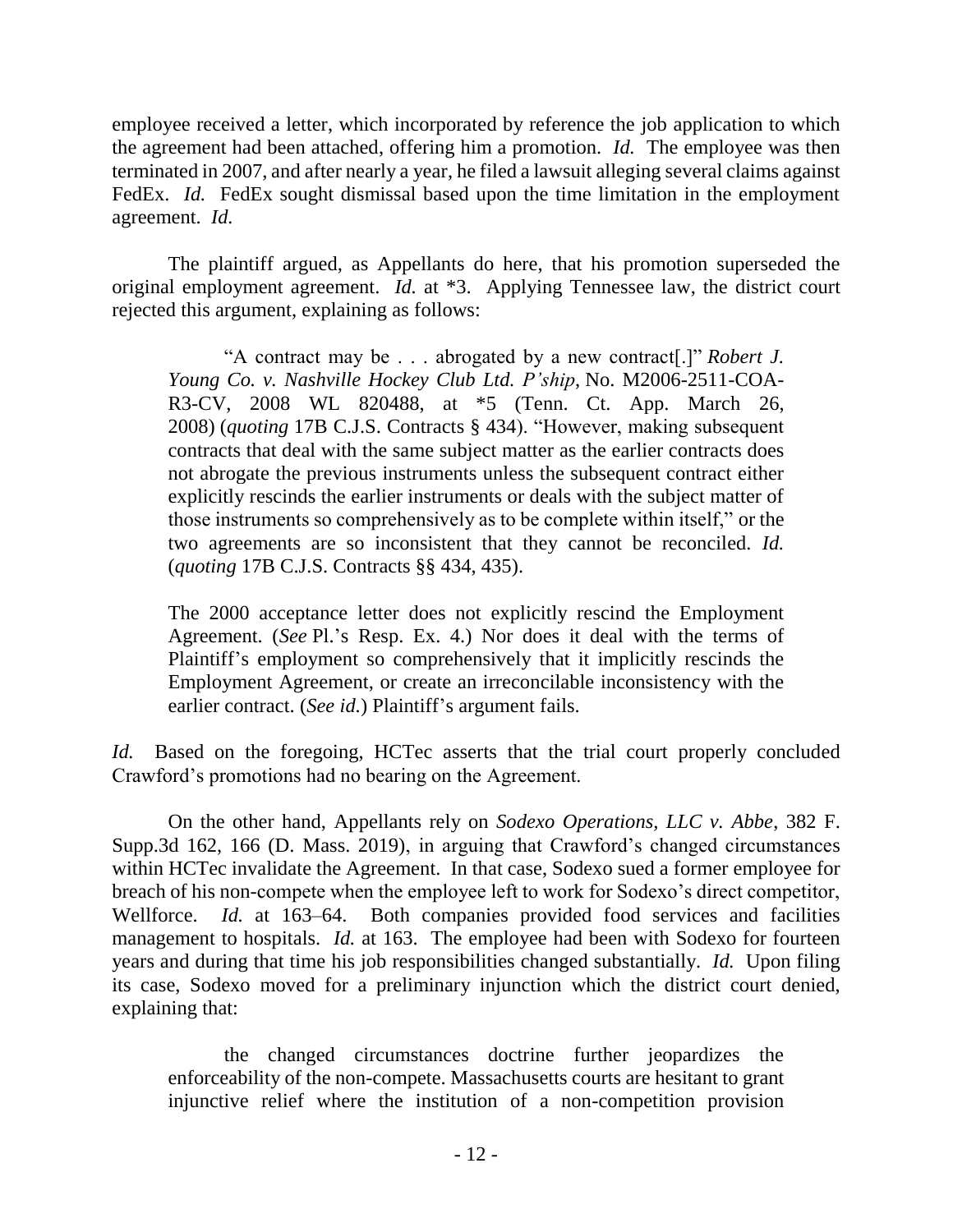employee received a letter, which incorporated by reference the job application to which the agreement had been attached, offering him a promotion. *Id.* The employee was then terminated in 2007, and after nearly a year, he filed a lawsuit alleging several claims against FedEx. *Id.* FedEx sought dismissal based upon the time limitation in the employment agreement. *Id.*

The plaintiff argued, as Appellants do here, that his promotion superseded the original employment agreement. *Id.* at *3. Applying Tennessee law, the district court rejected this argument, explaining as follows:

> "A contract may be . . . abrogated by a new contract[.]" *Robert J. Young Co. v. Nashville Hockey Club Ltd. P'ship*, No. M2006-2511-COA-R3-CV, 2008 WL 820488, at *5 (Tenn. Ct. App. March 26, 2008) (*quoting* 17B C.J.S. Contracts § 434). "However, making subsequent contracts that deal with the same subject matter as the earlier contracts does not abrogate the previous instruments unless the subsequent contract either explicitly rescinds the earlier instruments or deals with the subject matter of those instruments so comprehensively as to be complete within itself," or the two agreements are so inconsistent that they cannot be reconciled. *Id.* (*quoting* 17B C.J.S. Contracts §§ 434, 435).
>
> The 2000 acceptance letter does not explicitly rescind the Employment Agreement. (*See* Pl.'s Resp. Ex. 4.) Nor does it deal with the terms of Plaintiff's employment so comprehensively that it implicitly rescinds the Employment Agreement, or create an irreconcilable inconsistency with the earlier contract. (*See id.*) Plaintiff's argument fails.

*Id.* Based on the foregoing, HCTec asserts that the trial court properly concluded Crawford's promotions had no bearing on the Agreement.

On the other hand, Appellants rely on *Sodexo Operations, LLC v. Abbe*, 382 F. Supp.3d 162, 166 (D. Mass. 2019), in arguing that Crawford's changed circumstances within HCTec invalidate the Agreement. In that case, Sodexo sued a former employee for breach of his non-compete when the employee left to work for Sodexo's direct competitor, Wellforce. *Id.* at 163–64. Both companies provided food services and facilities management to hospitals. *Id.* at 163. The employee had been with Sodexo for fourteen years and during that time his job responsibilities changed substantially. *Id.* Upon filing its case, Sodexo moved for a preliminary injunction which the district court denied, explaining that:

> the changed circumstances doctrine further jeopardizes the enforceability of the non-compete. Massachusetts courts are hesitant to grant injunctive relief where the institution of a non-competition provision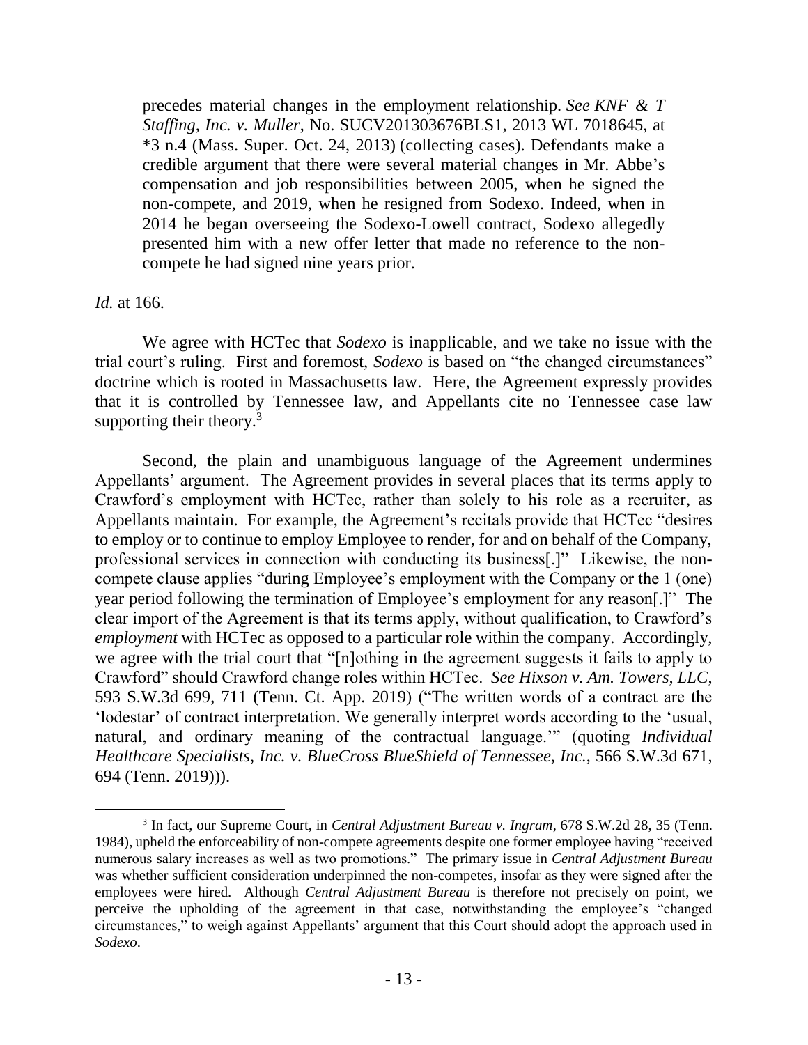precedes material changes in the employment relationship. *See KNF & T Staffing, Inc. v. Muller*, No. SUCV201303676BLS1, 2013 WL 7018645, at *3 n.4 (Mass. Super. Oct. 24, 2013) (collecting cases). Defendants make a credible argument that there were several material changes in Mr. Abbe's compensation and job responsibilities between 2005, when he signed the non-compete, and 2019, when he resigned from Sodexo. Indeed, when in 2014 he began overseeing the Sodexo-Lowell contract, Sodexo allegedly presented him with a new offer letter that made no reference to the non-compete he had signed nine years prior.

*Id.* at 166.

We agree with HCTec that *Sodexo* is inapplicable, and we take no issue with the trial court's ruling. First and foremost, *Sodexo* is based on "the changed circumstances" doctrine which is rooted in Massachusetts law. Here, the Agreement expressly provides that it is controlled by Tennessee law, and Appellants cite no Tennessee case law supporting their theory.[3]

Second, the plain and unambiguous language of the Agreement undermines Appellants' argument. The Agreement provides in several places that its terms apply to Crawford's employment with HCTec, rather than solely to his role as a recruiter, as Appellants maintain. For example, the Agreement's recitals provide that HCTec "desires to employ or to continue to employ Employee to render, for and on behalf of the Company, professional services in connection with conducting its business[.]" Likewise, the non-compete clause applies "during Employee's employment with the Company or the 1 (one) year period following the termination of Employee's employment for any reason[.]" The clear import of the Agreement is that its terms apply, without qualification, to Crawford's *employment* with HCTec as opposed to a particular role within the company. Accordingly, we agree with the trial court that "[n]othing in the agreement suggests it fails to apply to Crawford" should Crawford change roles within HCTec. *See Hixson v. Am. Towers, LLC*, 593 S.W.3d 699, 711 (Tenn. Ct. App. 2019) ("The written words of a contract are the 'lodestar' of contract interpretation. We generally interpret words according to the 'usual, natural, and ordinary meaning of the contractual language.'" (quoting *Individual Healthcare Specialists, Inc. v. BlueCross BlueShield of Tennessee, Inc.*, 566 S.W.3d 671, 694 (Tenn. 2019))).

---

[3] In fact, our Supreme Court, in *Central Adjustment Bureau v. Ingram*, 678 S.W.2d 28, 35 (Tenn. 1984), upheld the enforceability of non-compete agreements despite one former employee having "received numerous salary increases as well as two promotions." The primary issue in *Central Adjustment Bureau* was whether sufficient consideration underpinned the non-competes, insofar as they were signed after the employees were hired. Although *Central Adjustment Bureau* is therefore not precisely on point, we perceive the upholding of the agreement in that case, notwithstanding the employee's "changed circumstances," to weigh against Appellants' argument that this Court should adopt the approach used in *Sodexo*.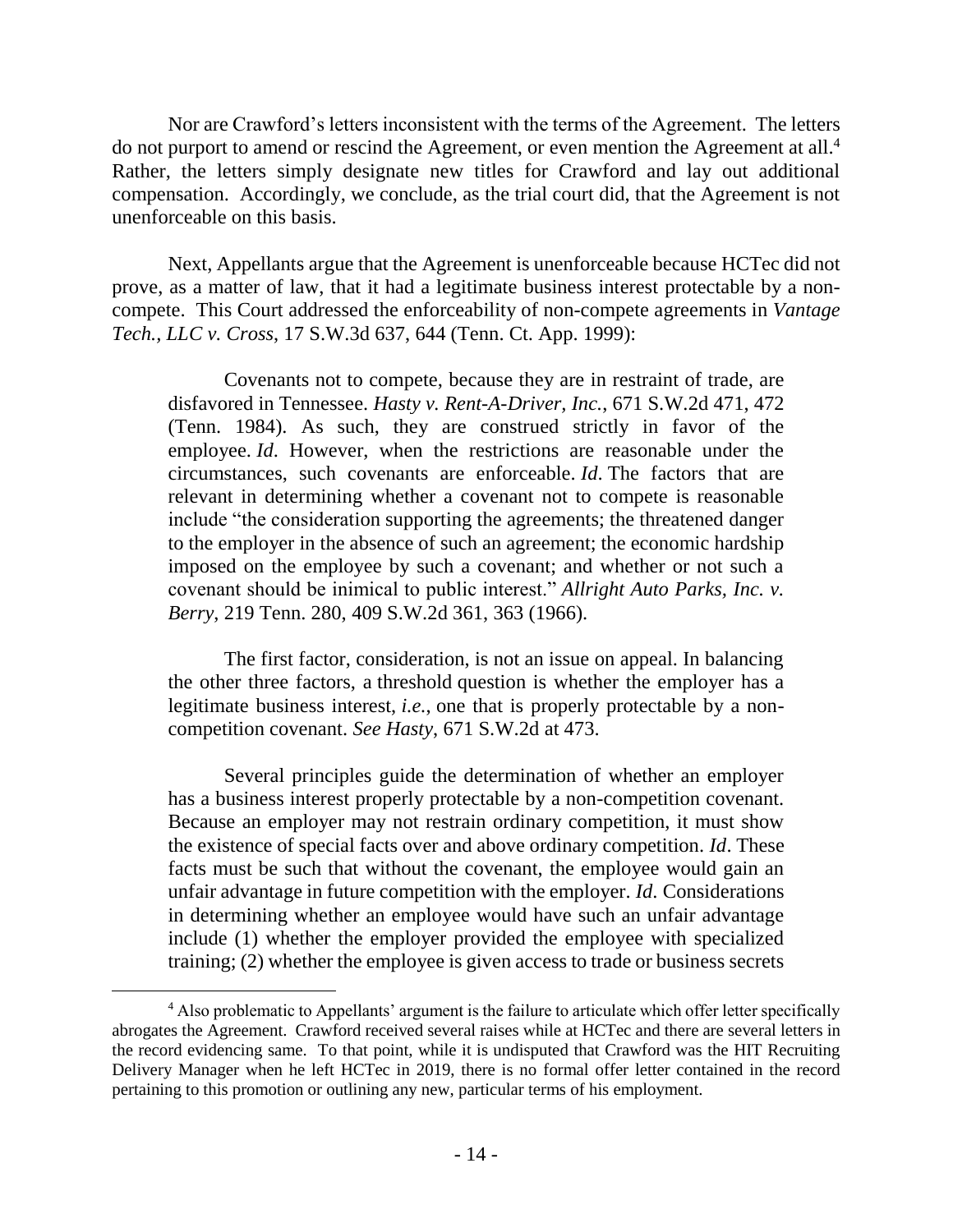Nor are Crawford's letters inconsistent with the terms of the Agreement. The letters do not purport to amend or rescind the Agreement, or even mention the Agreement at all.[4] Rather, the letters simply designate new titles for Crawford and lay out additional compensation. Accordingly, we conclude, as the trial court did, that the Agreement is not unenforceable on this basis.

Next, Appellants argue that the Agreement is unenforceable because HCTec did not prove, as a matter of law, that it had a legitimate business interest protectable by a non-compete. This Court addressed the enforceability of non-compete agreements in *Vantage Tech., LLC v. Cross*, 17 S.W.3d 637, 644 (Tenn. Ct. App. 1999):

> Covenants not to compete, because they are in restraint of trade, are disfavored in Tennessee. *Hasty v. Rent-A-Driver, Inc.*, 671 S.W.2d 471, 472 (Tenn. 1984). As such, they are construed strictly in favor of the employee. *Id*. However, when the restrictions are reasonable under the circumstances, such covenants are enforceable. *Id*. The factors that are relevant in determining whether a covenant not to compete is reasonable include "the consideration supporting the agreements; the threatened danger to the employer in the absence of such an agreement; the economic hardship imposed on the employee by such a covenant; and whether or not such a covenant should be inimical to public interest." *Allright Auto Parks, Inc. v. Berry*, 219 Tenn. 280, 409 S.W.2d 361, 363 (1966).
>
> The first factor, consideration, is not an issue on appeal. In balancing the other three factors, a threshold question is whether the employer has a legitimate business interest, *i.e.*, one that is properly protectable by a non-competition covenant. *See Hasty*, 671 S.W.2d at 473.
>
> Several principles guide the determination of whether an employer has a business interest properly protectable by a non-competition covenant. Because an employer may not restrain ordinary competition, it must show the existence of special facts over and above ordinary competition. *Id*. These facts must be such that without the covenant, the employee would gain an unfair advantage in future competition with the employer. *Id*. Considerations in determining whether an employee would have such an unfair advantage include (1) whether the employer provided the employee with specialized training; (2) whether the employee is given access to trade or business secrets

---

[4] Also problematic to Appellants' argument is the failure to articulate which offer letter specifically abrogates the Agreement. Crawford received several raises while at HCTec and there are several letters in the record evidencing same. To that point, while it is undisputed that Crawford was the HIT Recruiting Delivery Manager when he left HCTec in 2019, there is no formal offer letter contained in the record pertaining to this promotion or outlining any new, particular terms of his employment.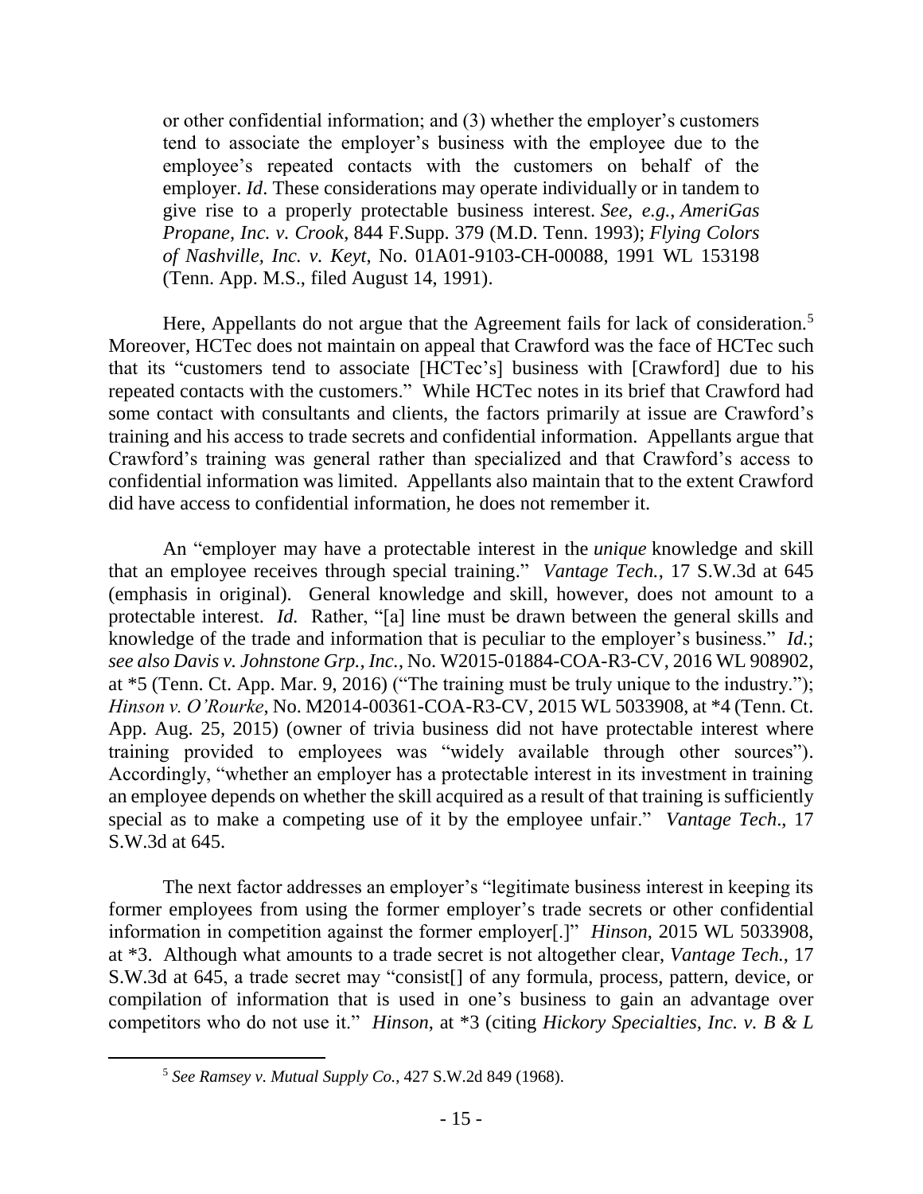or other confidential information; and (3) whether the employer's customers tend to associate the employer's business with the employee due to the employee's repeated contacts with the customers on behalf of the employer. *Id*. These considerations may operate individually or in tandem to give rise to a properly protectable business interest. *See, e.g.*, *AmeriGas Propane, Inc. v. Crook*, 844 F.Supp. 379 (M.D. Tenn. 1993); *Flying Colors of Nashville, Inc. v. Keyt*, No. 01A01-9103-CH-00088, 1991 WL 153198 (Tenn. App. M.S., filed August 14, 1991).

Here, Appellants do not argue that the Agreement fails for lack of consideration.[5] Moreover, HCTec does not maintain on appeal that Crawford was the face of HCTec such that its "customers tend to associate [HCTec's] business with [Crawford] due to his repeated contacts with the customers." While HCTec notes in its brief that Crawford had some contact with consultants and clients, the factors primarily at issue are Crawford's training and his access to trade secrets and confidential information. Appellants argue that Crawford's training was general rather than specialized and that Crawford's access to confidential information was limited. Appellants also maintain that to the extent Crawford did have access to confidential information, he does not remember it.

An "employer may have a protectable interest in the *unique* knowledge and skill that an employee receives through special training." *Vantage Tech.*, 17 S.W.3d at 645 (emphasis in original). General knowledge and skill, however, does not amount to a protectable interest. *Id.* Rather, "[a] line must be drawn between the general skills and knowledge of the trade and information that is peculiar to the employer's business." *Id.*; *see also Davis v. Johnstone Grp., Inc.*, No. W2015-01884-COA-R3-CV, 2016 WL 908902, at *5 (Tenn. Ct. App. Mar. 9, 2016) ("The training must be truly unique to the industry."); *Hinson v. O'Rourke*, No. M2014-00361-COA-R3-CV, 2015 WL 5033908, at *4 (Tenn. Ct. App. Aug. 25, 2015) (owner of trivia business did not have protectable interest where training provided to employees was "widely available through other sources"). Accordingly, "whether an employer has a protectable interest in its investment in training an employee depends on whether the skill acquired as a result of that training is sufficiently special as to make a competing use of it by the employee unfair." *Vantage Tech.*, 17 S.W.3d at 645.

The next factor addresses an employer's "legitimate business interest in keeping its former employees from using the former employer's trade secrets or other confidential information in competition against the former employer[.]" *Hinson*, 2015 WL 5033908, at *3. Although what amounts to a trade secret is not altogether clear, *Vantage Tech.*, 17 S.W.3d at 645, a trade secret may "consist[] of any formula, process, pattern, device, or compilation of information that is used in one's business to gain an advantage over competitors who do not use it." *Hinson*, at *3 (citing *Hickory Specialties, Inc. v. B & L*

---

[5] *See Ramsey v. Mutual Supply Co.*, 427 S.W.2d 849 (1968).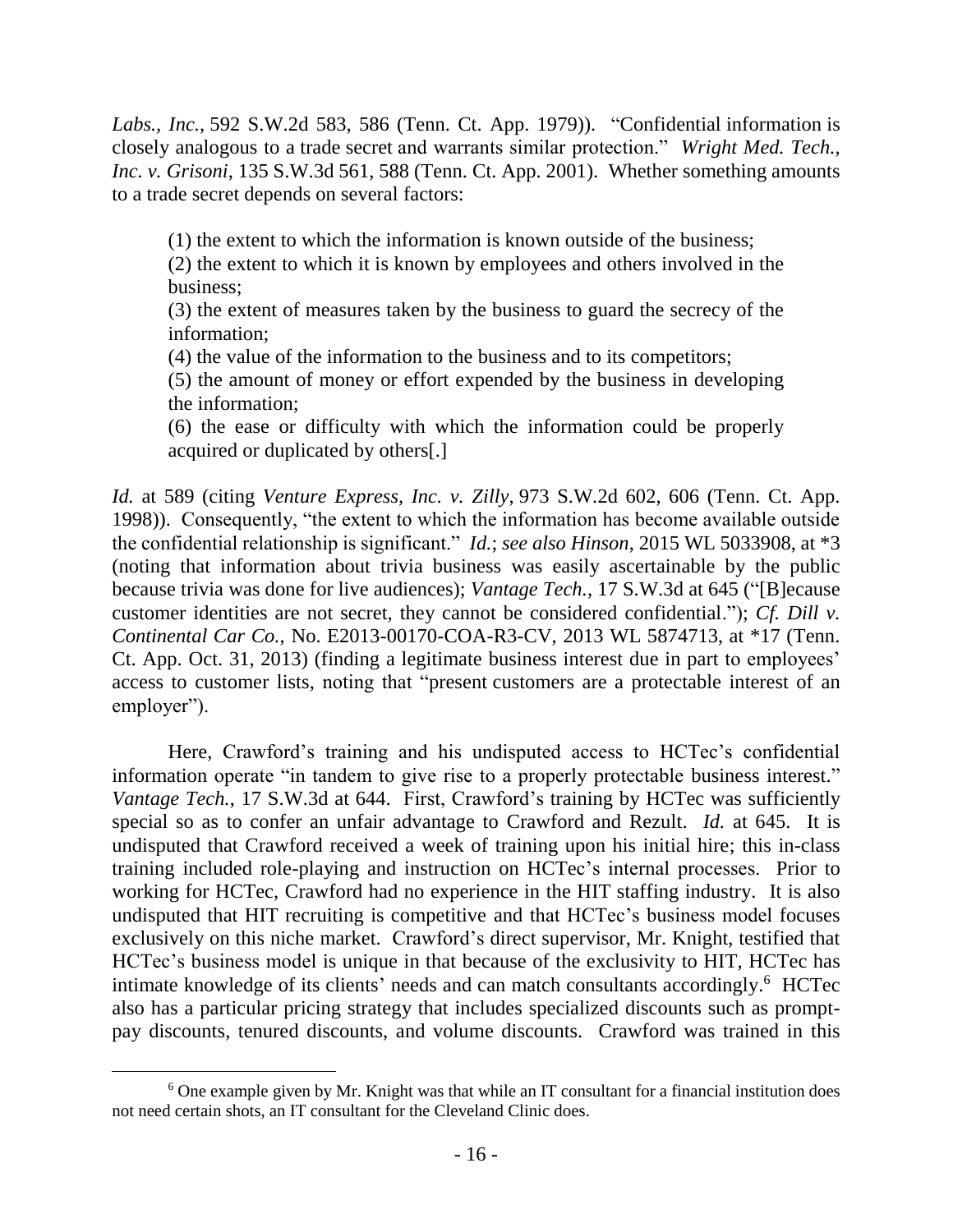*Labs., Inc.*, 592 S.W.2d 583, 586 (Tenn. Ct. App. 1979)). "Confidential information is closely analogous to a trade secret and warrants similar protection." *Wright Med. Tech., Inc. v. Grisoni*, 135 S.W.3d 561, 588 (Tenn. Ct. App. 2001). Whether something amounts to a trade secret depends on several factors:

> (1) the extent to which the information is known outside of the business;
> (2) the extent to which it is known by employees and others involved in the business;
> (3) the extent of measures taken by the business to guard the secrecy of the information;
> (4) the value of the information to the business and to its competitors;
> (5) the amount of money or effort expended by the business in developing the information;
> (6) the ease or difficulty with which the information could be properly acquired or duplicated by others[.]

*Id.* at 589 (citing *Venture Express, Inc. v. Zilly*, 973 S.W.2d 602, 606 (Tenn. Ct. App. 1998)). Consequently, "the extent to which the information has become available outside the confidential relationship is significant." *Id.*; *see also Hinson*, 2015 WL 5033908, at *3 (noting that information about trivia business was easily ascertainable by the public because trivia was done for live audiences); *Vantage Tech.*, 17 S.W.3d at 645 ("[B]ecause customer identities are not secret, they cannot be considered confidential."); *Cf. Dill v. Continental Car Co.*, No. E2013-00170-COA-R3-CV, 2013 WL 5874713, at *17 (Tenn. Ct. App. Oct. 31, 2013) (finding a legitimate business interest due in part to employees' access to customer lists, noting that "present customers are a protectable interest of an employer").

Here, Crawford's training and his undisputed access to HCTec's confidential information operate "in tandem to give rise to a properly protectable business interest." *Vantage Tech.*, 17 S.W.3d at 644. First, Crawford's training by HCTec was sufficiently special so as to confer an unfair advantage to Crawford and Rezult. *Id.* at 645. It is undisputed that Crawford received a week of training upon his initial hire; this in-class training included role-playing and instruction on HCTec's internal processes. Prior to working for HCTec, Crawford had no experience in the HIT staffing industry. It is also undisputed that HIT recruiting is competitive and that HCTec's business model focuses exclusively on this niche market. Crawford's direct supervisor, Mr. Knight, testified that HCTec's business model is unique in that because of the exclusivity to HIT, HCTec has intimate knowledge of its clients' needs and can match consultants accordingly.[6] HCTec also has a particular pricing strategy that includes specialized discounts such as prompt-pay discounts, tenured discounts, and volume discounts. Crawford was trained in this

---

[6] One example given by Mr. Knight was that while an IT consultant for a financial institution does not need certain shots, an IT consultant for the Cleveland Clinic does.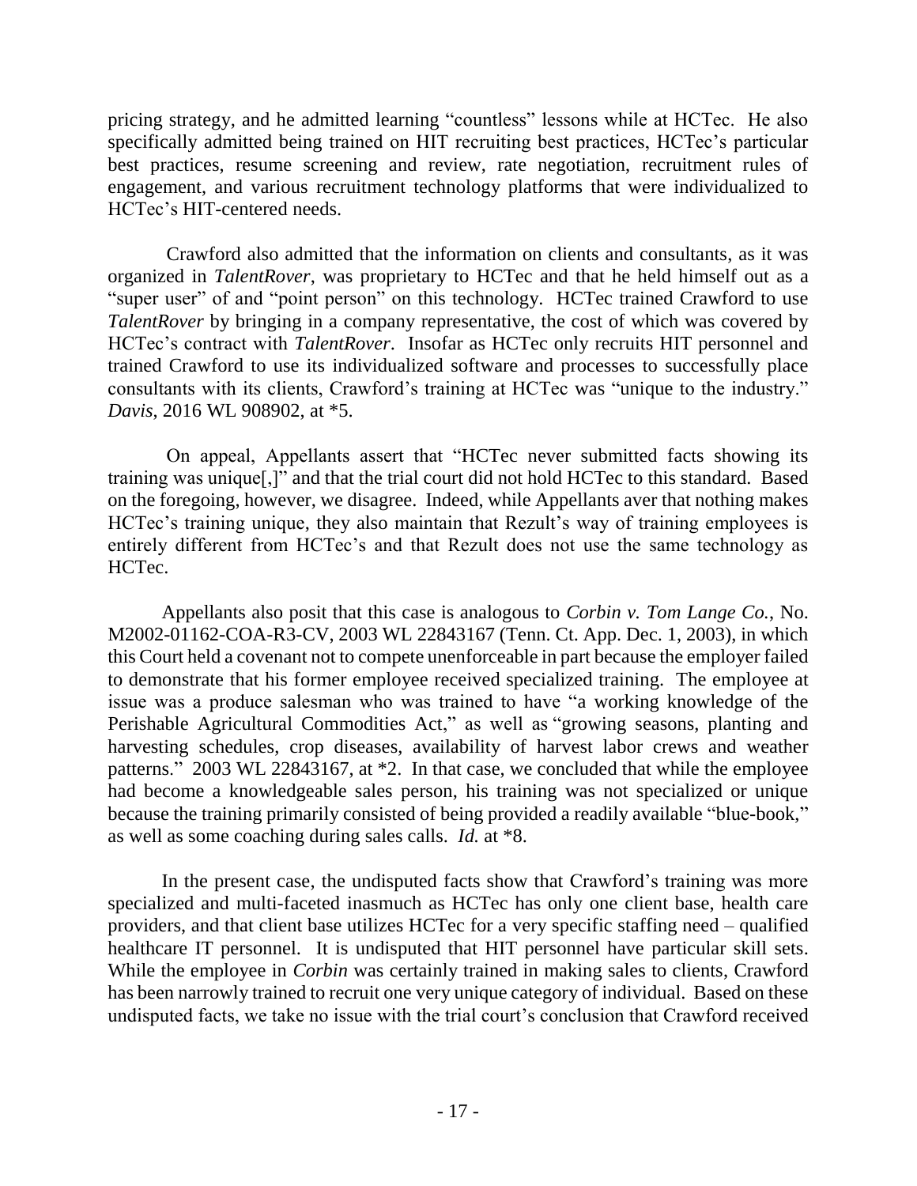pricing strategy, and he admitted learning "countless" lessons while at HCTec. He also specifically admitted being trained on HIT recruiting best practices, HCTec's particular best practices, resume screening and review, rate negotiation, recruitment rules of engagement, and various recruitment technology platforms that were individualized to HCTec's HIT-centered needs.

Crawford also admitted that the information on clients and consultants, as it was organized in *TalentRover*, was proprietary to HCTec and that he held himself out as a "super user" of and "point person" on this technology. HCTec trained Crawford to use *TalentRover* by bringing in a company representative, the cost of which was covered by HCTec's contract with *TalentRover*. Insofar as HCTec only recruits HIT personnel and trained Crawford to use its individualized software and processes to successfully place consultants with its clients, Crawford's training at HCTec was "unique to the industry." *Davis*, 2016 WL 908902, at *5.

On appeal, Appellants assert that "HCTec never submitted facts showing its training was unique[,]" and that the trial court did not hold HCTec to this standard. Based on the foregoing, however, we disagree. Indeed, while Appellants aver that nothing makes HCTec's training unique, they also maintain that Rezult's way of training employees is entirely different from HCTec's and that Rezult does not use the same technology as HCTec.

Appellants also posit that this case is analogous to *Corbin v. Tom Lange Co.*, No. M2002-01162-COA-R3-CV, 2003 WL 22843167 (Tenn. Ct. App. Dec. 1, 2003), in which this Court held a covenant not to compete unenforceable in part because the employer failed to demonstrate that his former employee received specialized training. The employee at issue was a produce salesman who was trained to have "a working knowledge of the Perishable Agricultural Commodities Act," as well as "growing seasons, planting and harvesting schedules, crop diseases, availability of harvest labor crews and weather patterns." 2003 WL 22843167, at *2. In that case, we concluded that while the employee had become a knowledgeable sales person, his training was not specialized or unique because the training primarily consisted of being provided a readily available "blue-book," as well as some coaching during sales calls. *Id.* at *8.

In the present case, the undisputed facts show that Crawford's training was more specialized and multi-faceted inasmuch as HCTec has only one client base, health care providers, and that client base utilizes HCTec for a very specific staffing need – qualified healthcare IT personnel. It is undisputed that HIT personnel have particular skill sets. While the employee in *Corbin* was certainly trained in making sales to clients, Crawford has been narrowly trained to recruit one very unique category of individual. Based on these undisputed facts, we take no issue with the trial court's conclusion that Crawford received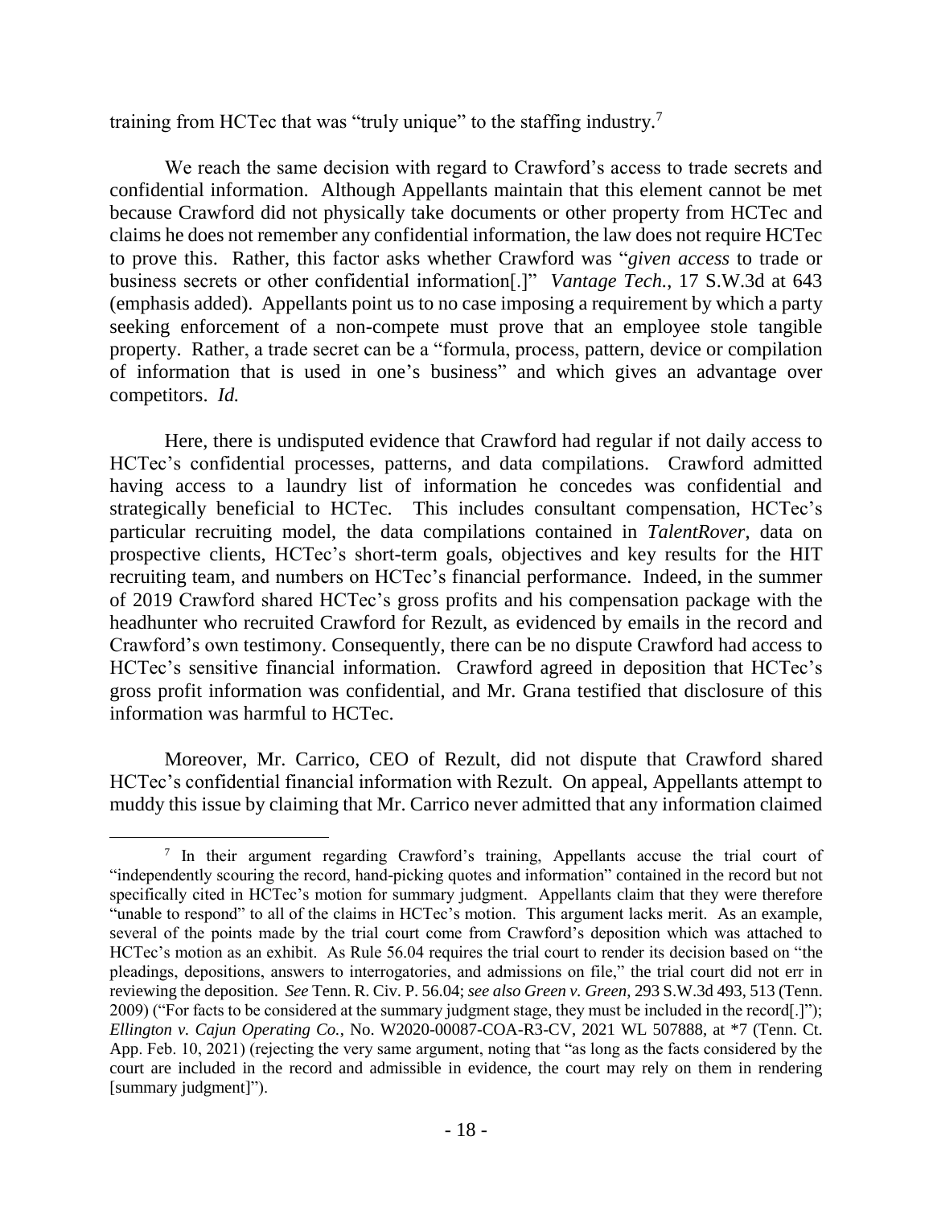training from HCTec that was "truly unique" to the staffing industry.[7]

We reach the same decision with regard to Crawford's access to trade secrets and confidential information. Although Appellants maintain that this element cannot be met because Crawford did not physically take documents or other property from HCTec and claims he does not remember any confidential information, the law does not require HCTec to prove this. Rather, this factor asks whether Crawford was "*given access* to trade or business secrets or other confidential information[.]" *Vantage Tech.*, 17 S.W.3d at 643 (emphasis added). Appellants point us to no case imposing a requirement by which a party seeking enforcement of a non-compete must prove that an employee stole tangible property. Rather, a trade secret can be a "formula, process, pattern, device or compilation of information that is used in one's business" and which gives an advantage over competitors. *Id.*

Here, there is undisputed evidence that Crawford had regular if not daily access to HCTec's confidential processes, patterns, and data compilations. Crawford admitted having access to a laundry list of information he concedes was confidential and strategically beneficial to HCTec. This includes consultant compensation, HCTec's particular recruiting model, the data compilations contained in *TalentRover*, data on prospective clients, HCTec's short-term goals, objectives and key results for the HIT recruiting team, and numbers on HCTec's financial performance. Indeed, in the summer of 2019 Crawford shared HCTec's gross profits and his compensation package with the headhunter who recruited Crawford for Rezult, as evidenced by emails in the record and Crawford's own testimony. Consequently, there can be no dispute Crawford had access to HCTec's sensitive financial information. Crawford agreed in deposition that HCTec's gross profit information was confidential, and Mr. Grana testified that disclosure of this information was harmful to HCTec.

Moreover, Mr. Carrico, CEO of Rezult, did not dispute that Crawford shared HCTec's confidential financial information with Rezult. On appeal, Appellants attempt to muddy this issue by claiming that Mr. Carrico never admitted that any information claimed

---

[7] In their argument regarding Crawford's training, Appellants accuse the trial court of "independently scouring the record, hand-picking quotes and information" contained in the record but not specifically cited in HCTec's motion for summary judgment. Appellants claim that they were therefore "unable to respond" to all of the claims in HCTec's motion. This argument lacks merit. As an example, several of the points made by the trial court come from Crawford's deposition which was attached to HCTec's motion as an exhibit. As Rule 56.04 requires the trial court to render its decision based on "the pleadings, depositions, answers to interrogatories, and admissions on file," the trial court did not err in reviewing the deposition. *See* Tenn. R. Civ. P. 56.04; *see also Green v. Green*, 293 S.W.3d 493, 513 (Tenn. 2009) ("For facts to be considered at the summary judgment stage, they must be included in the record[.]"); *Ellington v. Cajun Operating Co.*, No. W2020-00087-COA-R3-CV, 2021 WL 507888, at *7 (Tenn. Ct. App. Feb. 10, 2021) (rejecting the very same argument, noting that "as long as the facts considered by the court are included in the record and admissible in evidence, the court may rely on them in rendering [summary judgment]").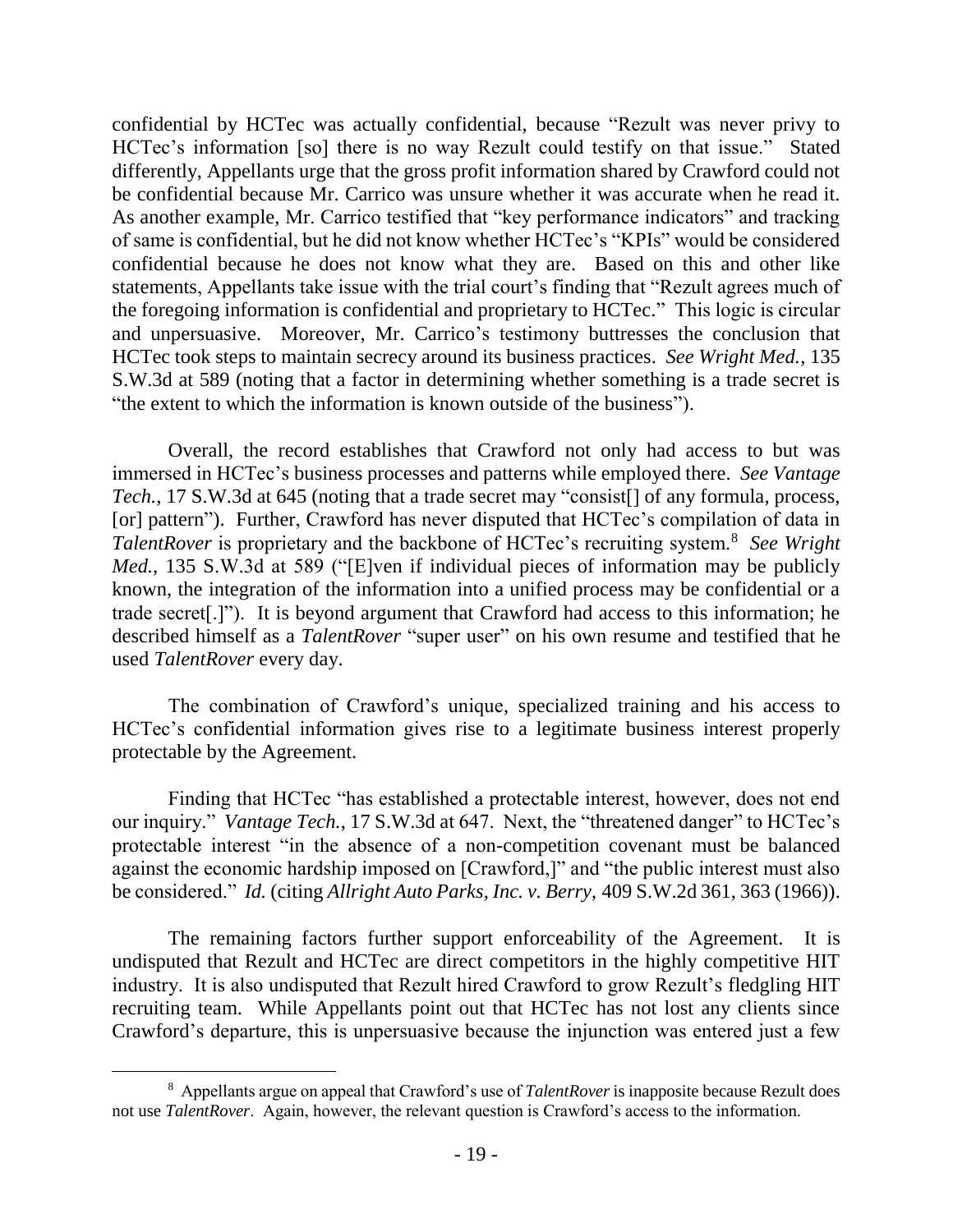confidential by HCTec was actually confidential, because "Rezult was never privy to HCTec's information [so] there is no way Rezult could testify on that issue." Stated differently, Appellants urge that the gross profit information shared by Crawford could not be confidential because Mr. Carrico was unsure whether it was accurate when he read it. As another example, Mr. Carrico testified that "key performance indicators" and tracking of same is confidential, but he did not know whether HCTec's "KPIs" would be considered confidential because he does not know what they are. Based on this and other like statements, Appellants take issue with the trial court's finding that "Rezult agrees much of the foregoing information is confidential and proprietary to HCTec." This logic is circular and unpersuasive. Moreover, Mr. Carrico's testimony buttresses the conclusion that HCTec took steps to maintain secrecy around its business practices. *See Wright Med.*, 135 S.W.3d at 589 (noting that a factor in determining whether something is a trade secret is "the extent to which the information is known outside of the business").

Overall, the record establishes that Crawford not only had access to but was immersed in HCTec's business processes and patterns while employed there. *See Vantage Tech.*, 17 S.W.3d at 645 (noting that a trade secret may "consist[] of any formula, process, [or] pattern"). Further, Crawford has never disputed that HCTec's compilation of data in *TalentRover* is proprietary and the backbone of HCTec's recruiting system.[8] *See Wright Med.*, 135 S.W.3d at 589 ("[E]ven if individual pieces of information may be publicly known, the integration of the information into a unified process may be confidential or a trade secret[.]"). It is beyond argument that Crawford had access to this information; he described himself as a *TalentRover* "super user" on his own resume and testified that he used *TalentRover* every day.

The combination of Crawford's unique, specialized training and his access to HCTec's confidential information gives rise to a legitimate business interest properly protectable by the Agreement.

Finding that HCTec "has established a protectable interest, however, does not end our inquiry." *Vantage Tech.*, 17 S.W.3d at 647. Next, the "threatened danger" to HCTec's protectable interest "in the absence of a non-competition covenant must be balanced against the economic hardship imposed on [Crawford,]" and "the public interest must also be considered." *Id.* (citing *Allright Auto Parks, Inc. v. Berry*, 409 S.W.2d 361, 363 (1966)).

The remaining factors further support enforceability of the Agreement. It is undisputed that Rezult and HCTec are direct competitors in the highly competitive HIT industry. It is also undisputed that Rezult hired Crawford to grow Rezult's fledgling HIT recruiting team. While Appellants point out that HCTec has not lost any clients since Crawford's departure, this is unpersuasive because the injunction was entered just a few

---

[8] Appellants argue on appeal that Crawford's use of *TalentRover* is inapposite because Rezult does not use *TalentRover*. Again, however, the relevant question is Crawford's access to the information.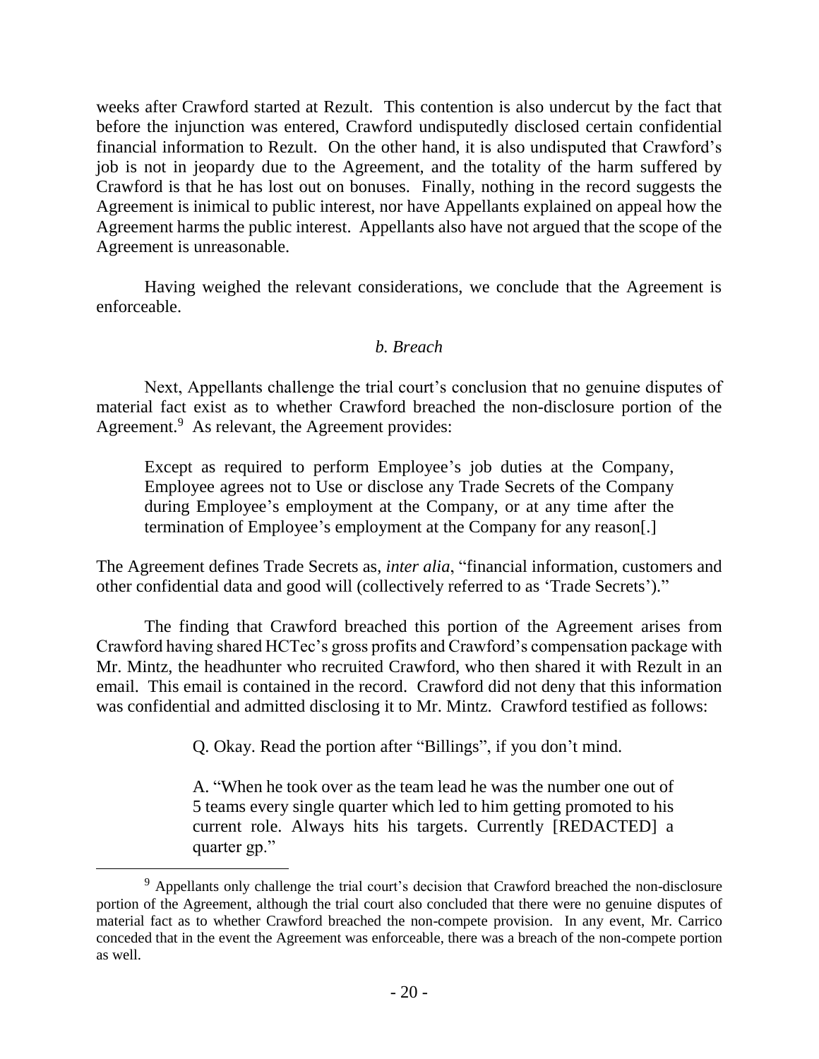weeks after Crawford started at Rezult. This contention is also undercut by the fact that before the injunction was entered, Crawford undisputedly disclosed certain confidential financial information to Rezult. On the other hand, it is also undisputed that Crawford's job is not in jeopardy due to the Agreement, and the totality of the harm suffered by Crawford is that he has lost out on bonuses. Finally, nothing in the record suggests the Agreement is inimical to public interest, nor have Appellants explained on appeal how the Agreement harms the public interest. Appellants also have not argued that the scope of the Agreement is unreasonable.

Having weighed the relevant considerations, we conclude that the Agreement is enforceable.

### *b. Breach*

Next, Appellants challenge the trial court's conclusion that no genuine disputes of material fact exist as to whether Crawford breached the non-disclosure portion of the Agreement.[9] As relevant, the Agreement provides:

> Except as required to perform Employee's job duties at the Company, Employee agrees not to Use or disclose any Trade Secrets of the Company during Employee's employment at the Company, or at any time after the termination of Employee's employment at the Company for any reason[.]

The Agreement defines Trade Secrets as, *inter alia*, "financial information, customers and other confidential data and good will (collectively referred to as 'Trade Secrets')."

The finding that Crawford breached this portion of the Agreement arises from Crawford having shared HCTec's gross profits and Crawford's compensation package with Mr. Mintz, the headhunter who recruited Crawford, who then shared it with Rezult in an email. This email is contained in the record. Crawford did not deny that this information was confidential and admitted disclosing it to Mr. Mintz. Crawford testified as follows:

> Q. Okay. Read the portion after "Billings", if you don't mind.
>
> A. "When he took over as the team lead he was the number one out of 5 teams every single quarter which led to him getting promoted to his current role. Always hits his targets. Currently [REDACTED] a quarter gp."

---

[9] Appellants only challenge the trial court's decision that Crawford breached the non-disclosure portion of the Agreement, although the trial court also concluded that there were no genuine disputes of material fact as to whether Crawford breached the non-compete provision. In any event, Mr. Carrico conceded that in the event the Agreement was enforceable, there was a breach of the non-compete portion as well.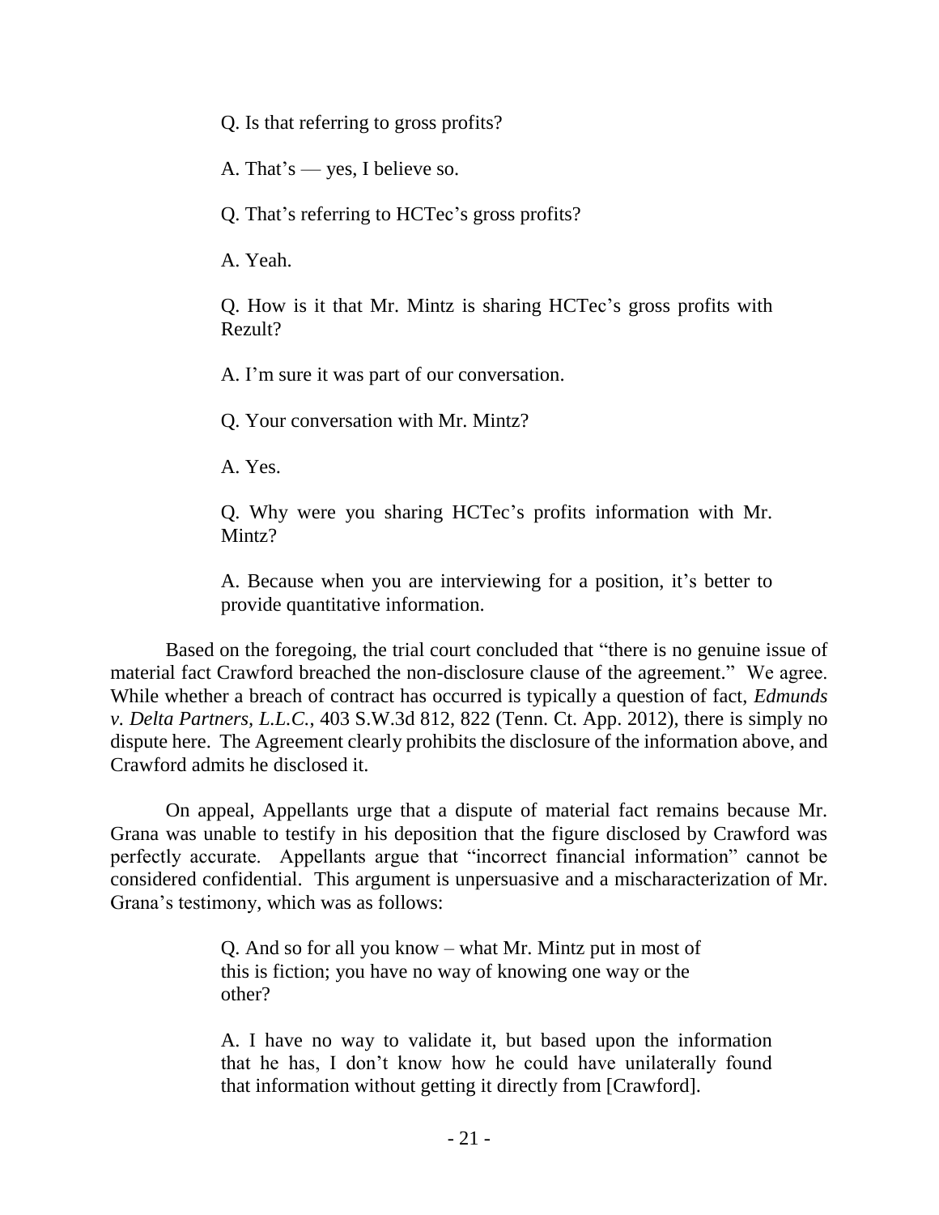> Q. Is that referring to gross profits?
>
> A. That's — yes, I believe so.
>
> Q. That's referring to HCTec's gross profits?
>
> A. Yeah.
>
> Q. How is it that Mr. Mintz is sharing HCTec's gross profits with Rezult?
>
> A. I'm sure it was part of our conversation.
>
> Q. Your conversation with Mr. Mintz?
>
> A. Yes.
>
> Q. Why were you sharing HCTec's profits information with Mr. Mintz?
>
> A. Because when you are interviewing for a position, it's better to provide quantitative information.

Based on the foregoing, the trial court concluded that "there is no genuine issue of material fact Crawford breached the non-disclosure clause of the agreement." We agree. While whether a breach of contract has occurred is typically a question of fact, *Edmunds v. Delta Partners, L.L.C.*, 403 S.W.3d 812, 822 (Tenn. Ct. App. 2012), there is simply no dispute here. The Agreement clearly prohibits the disclosure of the information above, and Crawford admits he disclosed it.

On appeal, Appellants urge that a dispute of material fact remains because Mr. Grana was unable to testify in his deposition that the figure disclosed by Crawford was perfectly accurate. Appellants argue that "incorrect financial information" cannot be considered confidential. This argument is unpersuasive and a mischaracterization of Mr. Grana's testimony, which was as follows:

> Q. And so for all you know – what Mr. Mintz put in most of this is fiction; you have no way of knowing one way or the other?
>
> A. I have no way to validate it, but based upon the information that he has, I don't know how he could have unilaterally found that information without getting it directly from [Crawford].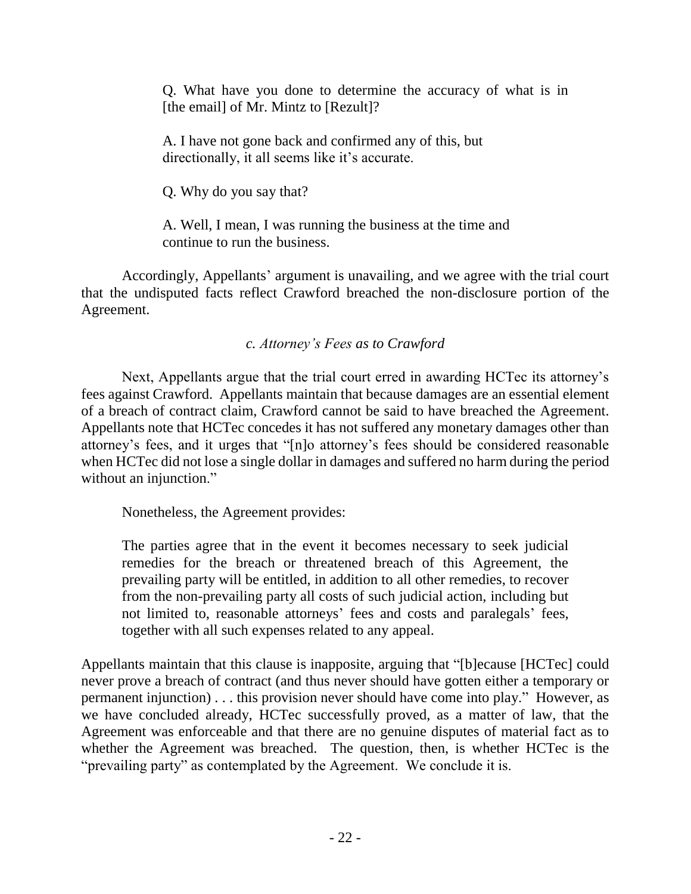> Q. What have you done to determine the accuracy of what is in [the email] of Mr. Mintz to [Rezult]?
>
> A. I have not gone back and confirmed any of this, but directionally, it all seems like it's accurate.
>
> Q. Why do you say that?
>
> A. Well, I mean, I was running the business at the time and continue to run the business.

Accordingly, Appellants' argument is unavailing, and we agree with the trial court that the undisputed facts reflect Crawford breached the non-disclosure portion of the Agreement.

*c. Attorney's Fees as to Crawford*

Next, Appellants argue that the trial court erred in awarding HCTec its attorney's fees against Crawford. Appellants maintain that because damages are an essential element of a breach of contract claim, Crawford cannot be said to have breached the Agreement. Appellants note that HCTec concedes it has not suffered any monetary damages other than attorney's fees, and it urges that "[n]o attorney's fees should be considered reasonable when HCTec did not lose a single dollar in damages and suffered no harm during the period without an injunction."

Nonetheless, the Agreement provides:

> The parties agree that in the event it becomes necessary to seek judicial remedies for the breach or threatened breach of this Agreement, the prevailing party will be entitled, in addition to all other remedies, to recover from the non-prevailing party all costs of such judicial action, including but not limited to, reasonable attorneys' fees and costs and paralegals' fees, together with all such expenses related to any appeal.

Appellants maintain that this clause is inapposite, arguing that "[b]ecause [HCTec] could never prove a breach of contract (and thus never should have gotten either a temporary or permanent injunction) . . . this provision never should have come into play." However, as we have concluded already, HCTec successfully proved, as a matter of law, that the Agreement was enforceable and that there are no genuine disputes of material fact as to whether the Agreement was breached. The question, then, is whether HCTec is the "prevailing party" as contemplated by the Agreement. We conclude it is.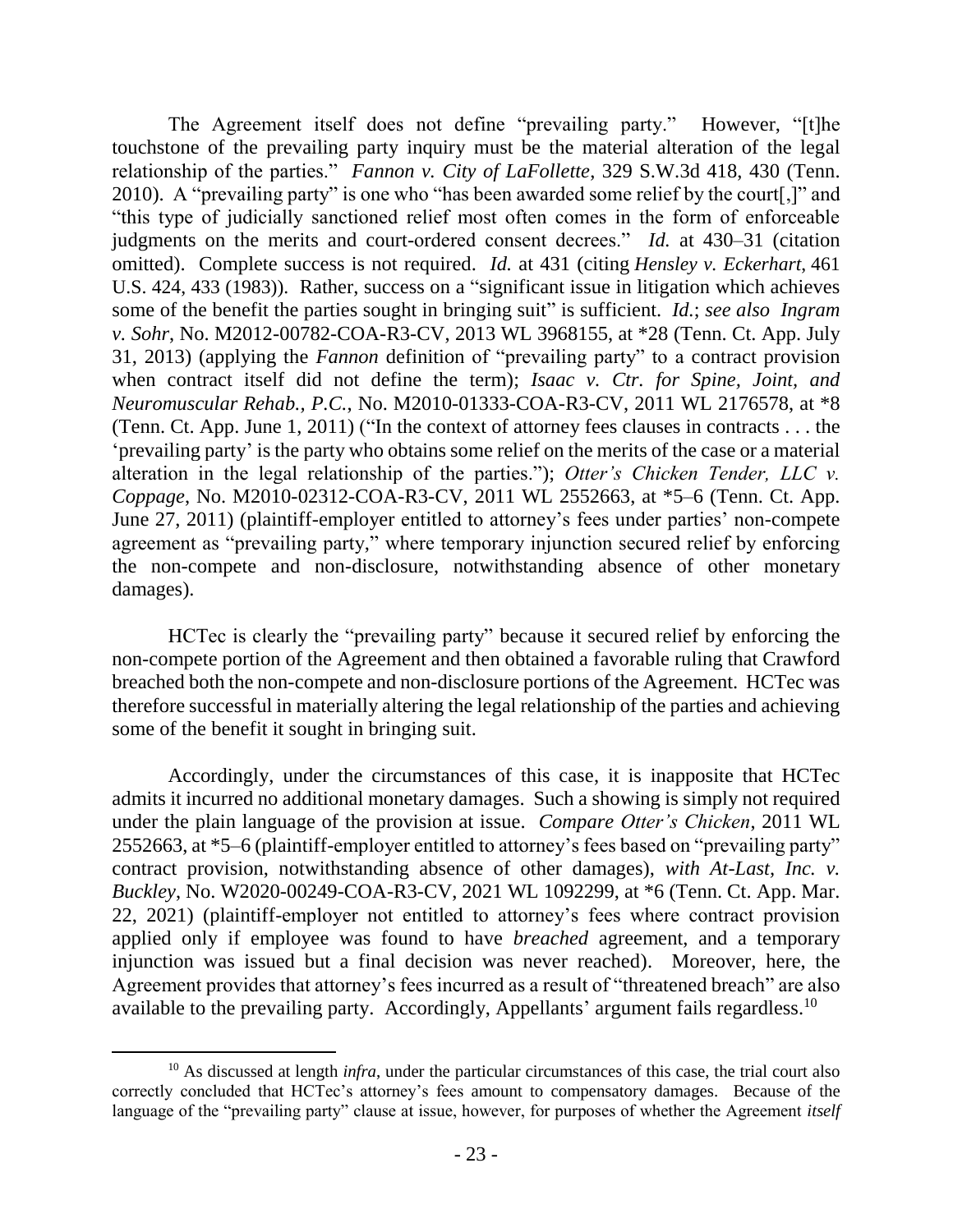The Agreement itself does not define "prevailing party." However, "[t]he touchstone of the prevailing party inquiry must be the material alteration of the legal relationship of the parties." *Fannon v. City of LaFollette*, 329 S.W.3d 418, 430 (Tenn. 2010). A "prevailing party" is one who "has been awarded some relief by the court[,]" and "this type of judicially sanctioned relief most often comes in the form of enforceable judgments on the merits and court-ordered consent decrees." *Id.* at 430–31 (citation omitted). Complete success is not required. *Id.* at 431 (citing *Hensley v. Eckerhart*, 461 U.S. 424, 433 (1983)). Rather, success on a "significant issue in litigation which achieves some of the benefit the parties sought in bringing suit" is sufficient. *Id.*; *see also Ingram v. Sohr*, No. M2012-00782-COA-R3-CV, 2013 WL 3968155, at *28 (Tenn. Ct. App. July 31, 2013) (applying the *Fannon* definition of "prevailing party" to a contract provision when contract itself did not define the term); *Isaac v. Ctr. for Spine, Joint, and Neuromuscular Rehab., P.C.*, No. M2010-01333-COA-R3-CV, 2011 WL 2176578, at *8 (Tenn. Ct. App. June 1, 2011) ("In the context of attorney fees clauses in contracts . . . the 'prevailing party' is the party who obtains some relief on the merits of the case or a material alteration in the legal relationship of the parties."); *Otter's Chicken Tender, LLC v. Coppage*, No. M2010-02312-COA-R3-CV, 2011 WL 2552663, at *5–6 (Tenn. Ct. App. June 27, 2011) (plaintiff-employer entitled to attorney's fees under parties' non-compete agreement as "prevailing party," where temporary injunction secured relief by enforcing the non-compete and non-disclosure, notwithstanding absence of other monetary damages).

HCTec is clearly the "prevailing party" because it secured relief by enforcing the non-compete portion of the Agreement and then obtained a favorable ruling that Crawford breached both the non-compete and non-disclosure portions of the Agreement. HCTec was therefore successful in materially altering the legal relationship of the parties and achieving some of the benefit it sought in bringing suit.

Accordingly, under the circumstances of this case, it is inapposite that HCTec admits it incurred no additional monetary damages. Such a showing is simply not required under the plain language of the provision at issue. *Compare Otter's Chicken*, 2011 WL 2552663, at *5–6 (plaintiff-employer entitled to attorney's fees based on "prevailing party" contract provision, notwithstanding absence of other damages), *with At-Last, Inc. v. Buckley*, No. W2020-00249-COA-R3-CV, 2021 WL 1092299, at *6 (Tenn. Ct. App. Mar. 22, 2021) (plaintiff-employer not entitled to attorney's fees where contract provision applied only if employee was found to have *breached* agreement, and a temporary injunction was issued but a final decision was never reached). Moreover, here, the Agreement provides that attorney's fees incurred as a result of "threatened breach" are also available to the prevailing party. Accordingly, Appellants' argument fails regardless.[10]

[10] As discussed at length *infra*, under the particular circumstances of this case, the trial court also correctly concluded that HCTec's attorney's fees amount to compensatory damages. Because of the language of the "prevailing party" clause at issue, however, for purposes of whether the Agreement *itself*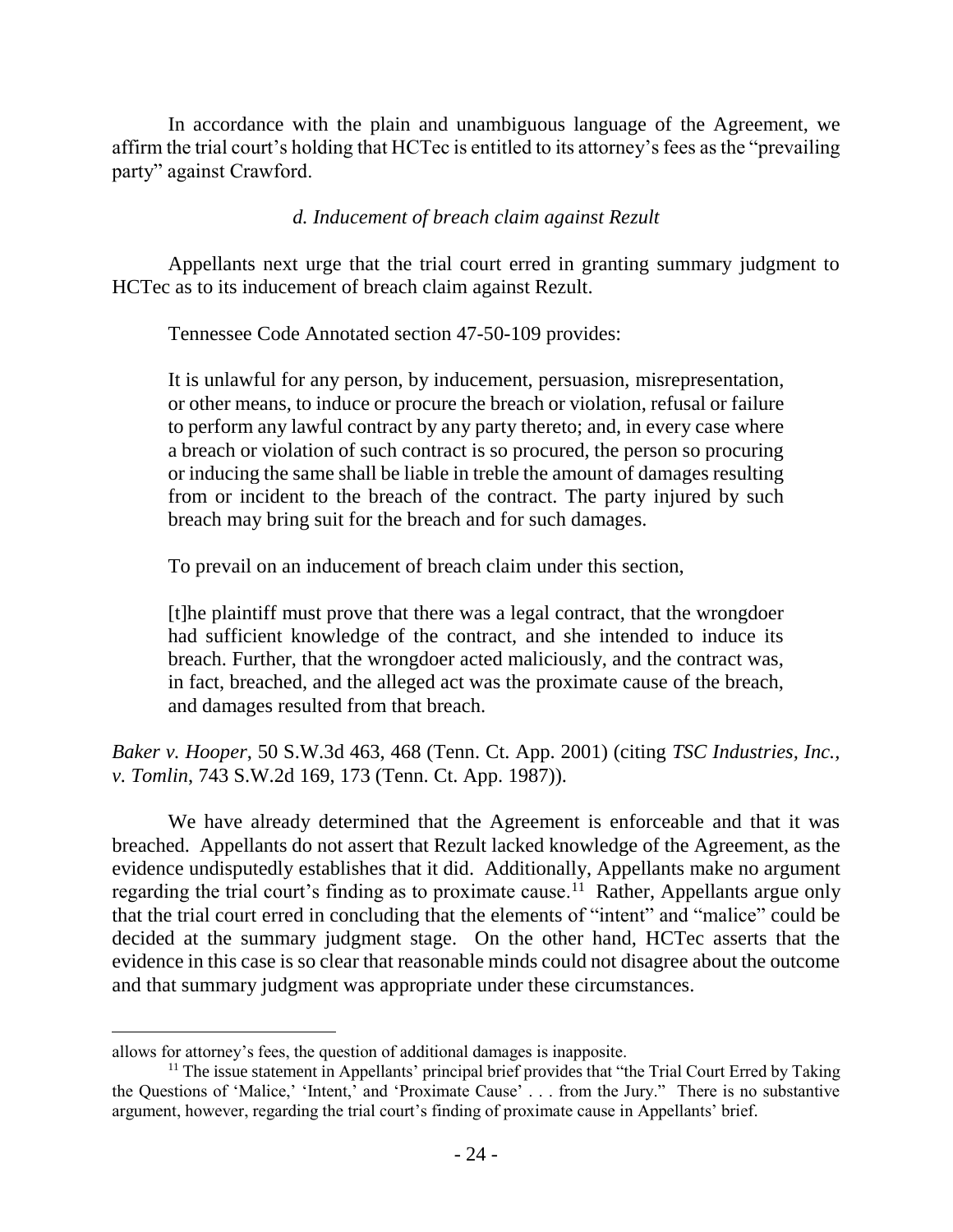In accordance with the plain and unambiguous language of the Agreement, we affirm the trial court's holding that HCTec is entitled to its attorney's fees as the "prevailing party" against Crawford.

*d. Inducement of breach claim against Rezult*

Appellants next urge that the trial court erred in granting summary judgment to HCTec as to its inducement of breach claim against Rezult.

Tennessee Code Annotated section 47-50-109 provides:

> It is unlawful for any person, by inducement, persuasion, misrepresentation, or other means, to induce or procure the breach or violation, refusal or failure to perform any lawful contract by any party thereto; and, in every case where a breach or violation of such contract is so procured, the person so procuring or inducing the same shall be liable in treble the amount of damages resulting from or incident to the breach of the contract. The party injured by such breach may bring suit for the breach and for such damages.

To prevail on an inducement of breach claim under this section,

> [t]he plaintiff must prove that there was a legal contract, that the wrongdoer had sufficient knowledge of the contract, and she intended to induce its breach. Further, that the wrongdoer acted maliciously, and the contract was, in fact, breached, and the alleged act was the proximate cause of the breach, and damages resulted from that breach.

*Baker v. Hooper*, 50 S.W.3d 463, 468 (Tenn. Ct. App. 2001) (citing *TSC Industries, Inc., v. Tomlin,* 743 S.W.2d 169, 173 (Tenn. Ct. App. 1987)).

We have already determined that the Agreement is enforceable and that it was breached. Appellants do not assert that Rezult lacked knowledge of the Agreement, as the evidence undisputedly establishes that it did. Additionally, Appellants make no argument regarding the trial court's finding as to proximate cause.[11] Rather, Appellants argue only that the trial court erred in concluding that the elements of "intent" and "malice" could be decided at the summary judgment stage. On the other hand, HCTec asserts that the evidence in this case is so clear that reasonable minds could not disagree about the outcome and that summary judgment was appropriate under these circumstances.

---

allows for attorney's fees, the question of additional damages is inapposite.

[11] The issue statement in Appellants' principal brief provides that "the Trial Court Erred by Taking the Questions of 'Malice,' 'Intent,' and 'Proximate Cause' . . . from the Jury." There is no substantive argument, however, regarding the trial court's finding of proximate cause in Appellants' brief.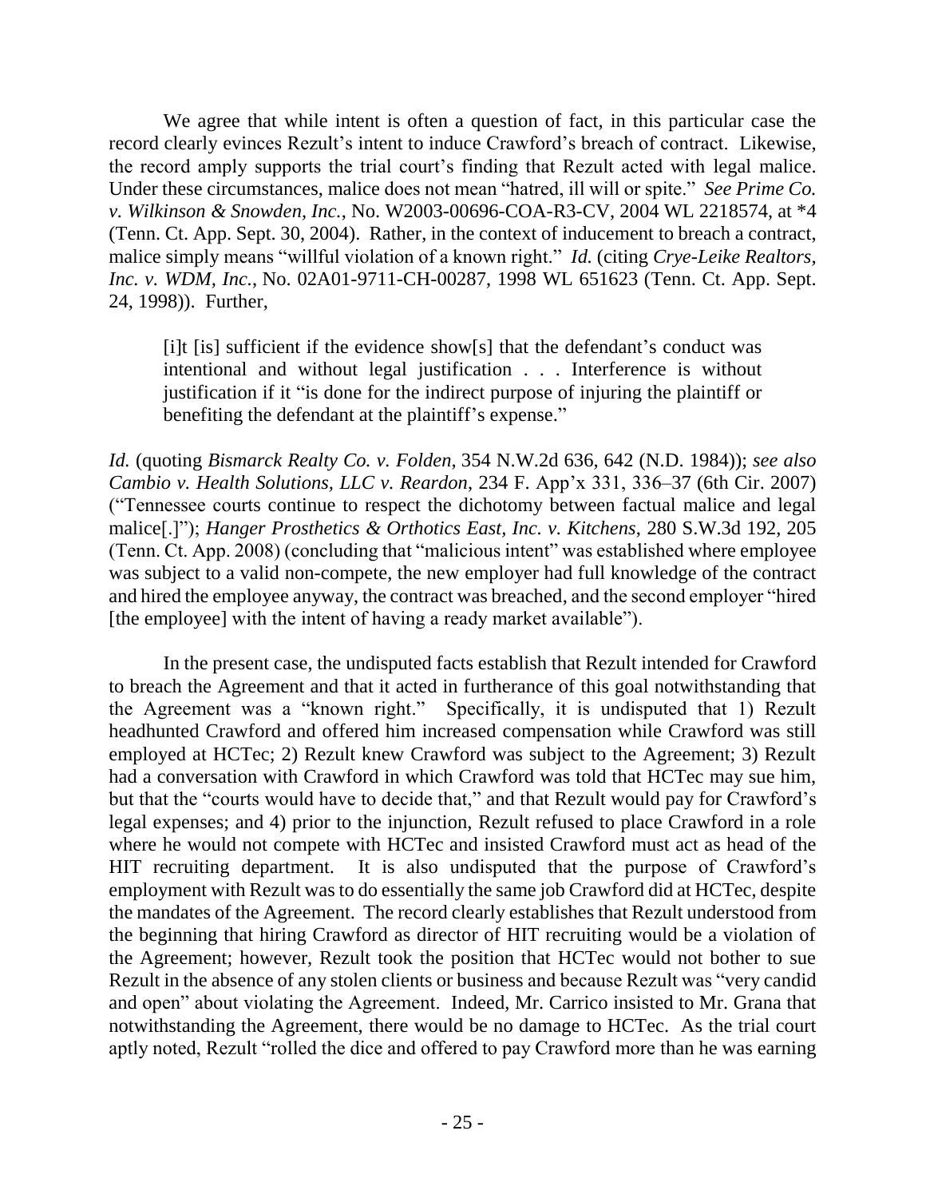We agree that while intent is often a question of fact, in this particular case the record clearly evinces Rezult's intent to induce Crawford's breach of contract. Likewise, the record amply supports the trial court's finding that Rezult acted with legal malice. Under these circumstances, malice does not mean "hatred, ill will or spite." *See Prime Co. v. Wilkinson & Snowden, Inc.*, No. W2003-00696-COA-R3-CV, 2004 WL 2218574, at *4 (Tenn. Ct. App. Sept. 30, 2004). Rather, in the context of inducement to breach a contract, malice simply means "willful violation of a known right." *Id.* (citing *Crye-Leike Realtors, Inc. v. WDM, Inc.*, No. 02A01-9711-CH-00287, 1998 WL 651623 (Tenn. Ct. App. Sept. 24, 1998)). Further,

> [i]t [is] sufficient if the evidence show[s] that the defendant's conduct was intentional and without legal justification . . . Interference is without justification if it "is done for the indirect purpose of injuring the plaintiff or benefiting the defendant at the plaintiff's expense."

*Id.* (quoting *Bismarck Realty Co. v. Folden*, 354 N.W.2d 636, 642 (N.D. 1984)); *see also Cambio v. Health Solutions, LLC v. Reardon*, 234 F. App'x 331, 336–37 (6th Cir. 2007) ("Tennessee courts continue to respect the dichotomy between factual malice and legal malice[.]"); *Hanger Prosthetics & Orthotics East, Inc. v. Kitchens*, 280 S.W.3d 192, 205 (Tenn. Ct. App. 2008) (concluding that "malicious intent" was established where employee was subject to a valid non-compete, the new employer had full knowledge of the contract and hired the employee anyway, the contract was breached, and the second employer "hired [the employee] with the intent of having a ready market available").

In the present case, the undisputed facts establish that Rezult intended for Crawford to breach the Agreement and that it acted in furtherance of this goal notwithstanding that the Agreement was a "known right." Specifically, it is undisputed that 1) Rezult headhunted Crawford and offered him increased compensation while Crawford was still employed at HCTec; 2) Rezult knew Crawford was subject to the Agreement; 3) Rezult had a conversation with Crawford in which Crawford was told that HCTec may sue him, but that the "courts would have to decide that," and that Rezult would pay for Crawford's legal expenses; and 4) prior to the injunction, Rezult refused to place Crawford in a role where he would not compete with HCTec and insisted Crawford must act as head of the HIT recruiting department. It is also undisputed that the purpose of Crawford's employment with Rezult was to do essentially the same job Crawford did at HCTec, despite the mandates of the Agreement. The record clearly establishes that Rezult understood from the beginning that hiring Crawford as director of HIT recruiting would be a violation of the Agreement; however, Rezult took the position that HCTec would not bother to sue Rezult in the absence of any stolen clients or business and because Rezult was "very candid and open" about violating the Agreement. Indeed, Mr. Carrico insisted to Mr. Grana that notwithstanding the Agreement, there would be no damage to HCTec. As the trial court aptly noted, Rezult "rolled the dice and offered to pay Crawford more than he was earning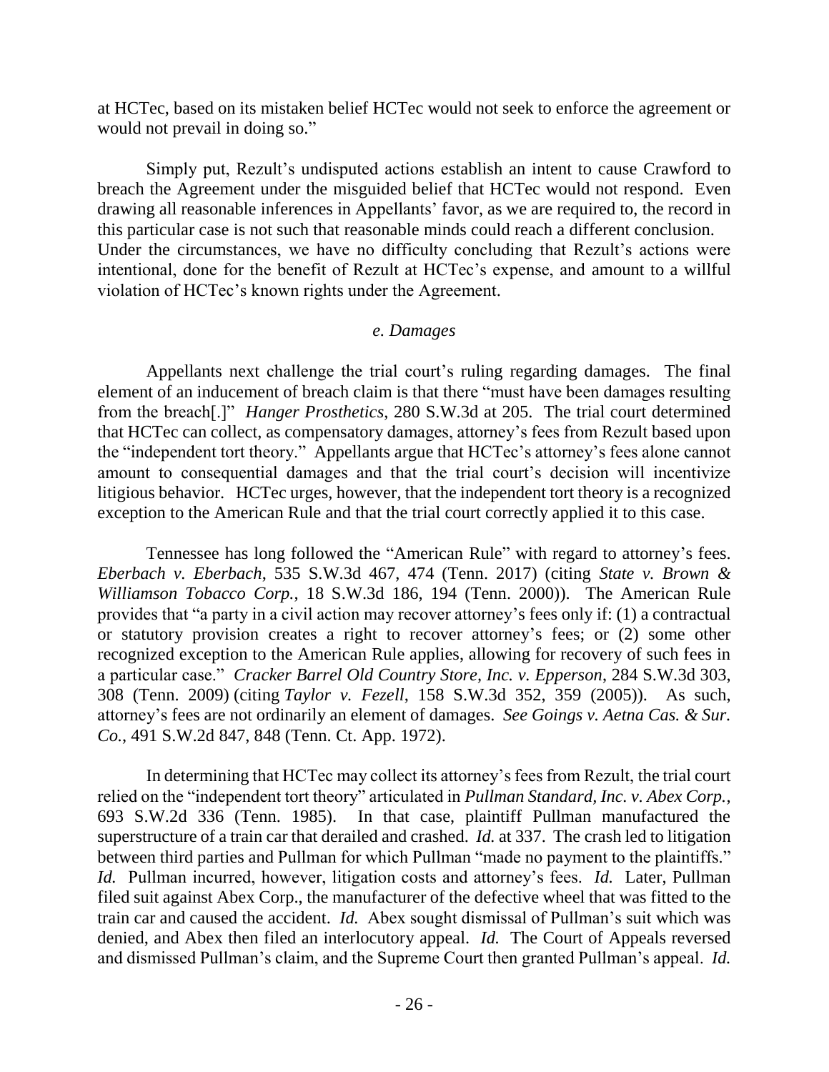at HCTec, based on its mistaken belief HCTec would not seek to enforce the agreement or would not prevail in doing so."

Simply put, Rezult's undisputed actions establish an intent to cause Crawford to breach the Agreement under the misguided belief that HCTec would not respond. Even drawing all reasonable inferences in Appellants' favor, as we are required to, the record in this particular case is not such that reasonable minds could reach a different conclusion. Under the circumstances, we have no difficulty concluding that Rezult's actions were intentional, done for the benefit of Rezult at HCTec's expense, and amount to a willful violation of HCTec's known rights under the Agreement.

### *e. Damages*

Appellants next challenge the trial court's ruling regarding damages. The final element of an inducement of breach claim is that there "must have been damages resulting from the breach[.]" *Hanger Prosthetics*, 280 S.W.3d at 205. The trial court determined that HCTec can collect, as compensatory damages, attorney's fees from Rezult based upon the "independent tort theory." Appellants argue that HCTec's attorney's fees alone cannot amount to consequential damages and that the trial court's decision will incentivize litigious behavior. HCTec urges, however, that the independent tort theory is a recognized exception to the American Rule and that the trial court correctly applied it to this case.

Tennessee has long followed the "American Rule" with regard to attorney's fees. *Eberbach v. Eberbach*, 535 S.W.3d 467, 474 (Tenn. 2017) (citing *State v. Brown & Williamson Tobacco Corp.*, 18 S.W.3d 186, 194 (Tenn. 2000)). The American Rule provides that "a party in a civil action may recover attorney's fees only if: (1) a contractual or statutory provision creates a right to recover attorney's fees; or (2) some other recognized exception to the American Rule applies, allowing for recovery of such fees in a particular case." *Cracker Barrel Old Country Store, Inc. v. Epperson*, 284 S.W.3d 303, 308 (Tenn. 2009) (citing *Taylor v. Fezell*, 158 S.W.3d 352, 359 (2005)). As such, attorney's fees are not ordinarily an element of damages. *See Goings v. Aetna Cas. & Sur. Co.*, 491 S.W.2d 847, 848 (Tenn. Ct. App. 1972).

In determining that HCTec may collect its attorney's fees from Rezult, the trial court relied on the "independent tort theory" articulated in *Pullman Standard, Inc. v. Abex Corp.*, 693 S.W.2d 336 (Tenn. 1985). In that case, plaintiff Pullman manufactured the superstructure of a train car that derailed and crashed. *Id.* at 337. The crash led to litigation between third parties and Pullman for which Pullman "made no payment to the plaintiffs." *Id.* Pullman incurred, however, litigation costs and attorney's fees. *Id.* Later, Pullman filed suit against Abex Corp., the manufacturer of the defective wheel that was fitted to the train car and caused the accident. *Id.* Abex sought dismissal of Pullman's suit which was denied, and Abex then filed an interlocutory appeal. *Id.* The Court of Appeals reversed and dismissed Pullman's claim, and the Supreme Court then granted Pullman's appeal. *Id.*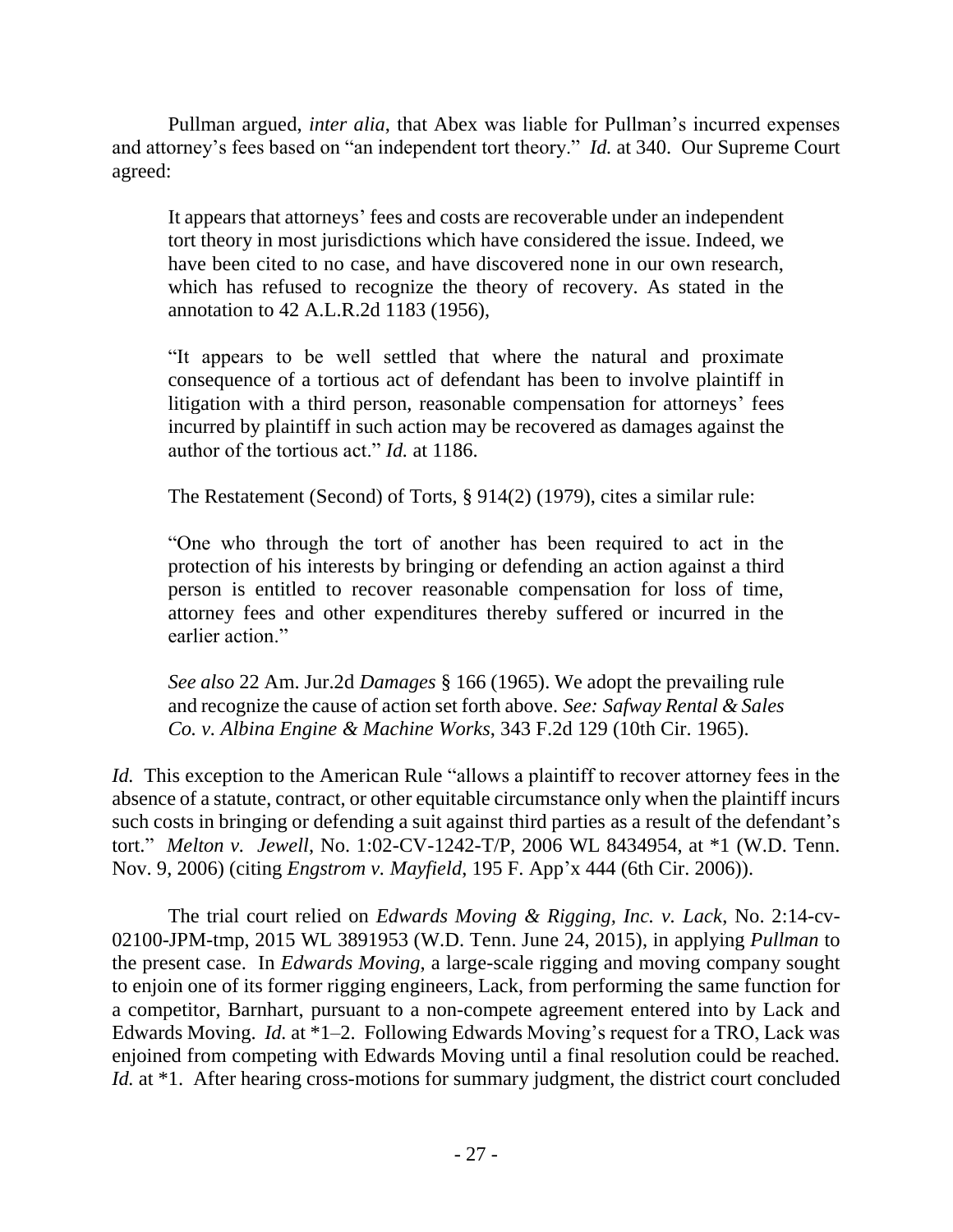Pullman argued, *inter alia*, that Abex was liable for Pullman's incurred expenses and attorney's fees based on "an independent tort theory." *Id.* at 340. Our Supreme Court agreed:

> It appears that attorneys' fees and costs are recoverable under an independent tort theory in most jurisdictions which have considered the issue. Indeed, we have been cited to no case, and have discovered none in our own research, which has refused to recognize the theory of recovery. As stated in the annotation to 42 A.L.R.2d 1183 (1956),
>
> "It appears to be well settled that where the natural and proximate consequence of a tortious act of defendant has been to involve plaintiff in litigation with a third person, reasonable compensation for attorneys' fees incurred by plaintiff in such action may be recovered as damages against the author of the tortious act." *Id.* at 1186.
>
> The Restatement (Second) of Torts, § 914(2) (1979), cites a similar rule:
>
> "One who through the tort of another has been required to act in the protection of his interests by bringing or defending an action against a third person is entitled to recover reasonable compensation for loss of time, attorney fees and other expenditures thereby suffered or incurred in the earlier action."
>
> *See also* 22 Am. Jur.2d *Damages* § 166 (1965). We adopt the prevailing rule and recognize the cause of action set forth above. *See: Safway Rental & Sales Co. v. Albina Engine & Machine Works*, 343 F.2d 129 (10th Cir. 1965).

*Id.* This exception to the American Rule "allows a plaintiff to recover attorney fees in the absence of a statute, contract, or other equitable circumstance only when the plaintiff incurs such costs in bringing or defending a suit against third parties as a result of the defendant's tort." *Melton v. Jewell*, No. 1:02-CV-1242-T/P, 2006 WL 8434954, at *1 (W.D. Tenn. Nov. 9, 2006) (citing *Engstrom v. Mayfield*, 195 F. App'x 444 (6th Cir. 2006)).

The trial court relied on *Edwards Moving & Rigging, Inc. v. Lack*, No. 2:14-cv-02100-JPM-tmp, 2015 WL 3891953 (W.D. Tenn. June 24, 2015), in applying *Pullman* to the present case. In *Edwards Moving*, a large-scale rigging and moving company sought to enjoin one of its former rigging engineers, Lack, from performing the same function for a competitor, Barnhart, pursuant to a non-compete agreement entered into by Lack and Edwards Moving. *Id.* at *1–2. Following Edwards Moving's request for a TRO, Lack was enjoined from competing with Edwards Moving until a final resolution could be reached. *Id.* at *1. After hearing cross-motions for summary judgment, the district court concluded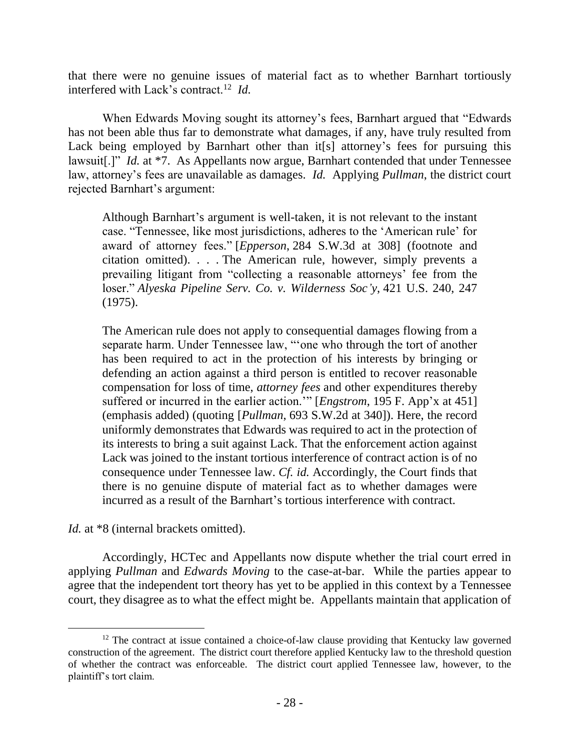that there were no genuine issues of material fact as to whether Barnhart tortiously interfered with Lack's contract.[12] *Id.*

When Edwards Moving sought its attorney's fees, Barnhart argued that "Edwards has not been able thus far to demonstrate what damages, if any, have truly resulted from Lack being employed by Barnhart other than it[s] attorney's fees for pursuing this lawsuit[.]" *Id.* at *7. As Appellants now argue, Barnhart contended that under Tennessee law, attorney's fees are unavailable as damages. *Id.* Applying *Pullman*, the district court rejected Barnhart's argument:

> Although Barnhart's argument is well-taken, it is not relevant to the instant case. "Tennessee, like most jurisdictions, adheres to the 'American rule' for award of attorney fees." [*Epperson*, 284 S.W.3d at 308] (footnote and citation omitted). . . . The American rule, however, simply prevents a prevailing litigant from "collecting a reasonable attorneys' fee from the loser." *Alyeska Pipeline Serv. Co. v. Wilderness Soc'y*, 421 U.S. 240, 247 (1975).
>
> The American rule does not apply to consequential damages flowing from a separate harm. Under Tennessee law, "'one who through the tort of another has been required to act in the protection of his interests by bringing or defending an action against a third person is entitled to recover reasonable compensation for loss of time, *attorney fees* and other expenditures thereby suffered or incurred in the earlier action.'" [*Engstrom*, 195 F. App'x at 451] (emphasis added) (quoting [*Pullman*, 693 S.W.2d at 340]). Here, the record uniformly demonstrates that Edwards was required to act in the protection of its interests to bring a suit against Lack. That the enforcement action against Lack was joined to the instant tortious interference of contract action is of no consequence under Tennessee law. *Cf. id.* Accordingly, the Court finds that there is no genuine dispute of material fact as to whether damages were incurred as a result of the Barnhart's tortious interference with contract.

*Id.* at *8 (internal brackets omitted).

Accordingly, HCTec and Appellants now dispute whether the trial court erred in applying *Pullman* and *Edwards Moving* to the case-at-bar. While the parties appear to agree that the independent tort theory has yet to be applied in this context by a Tennessee court, they disagree as to what the effect might be. Appellants maintain that application of

---

[12] The contract at issue contained a choice-of-law clause providing that Kentucky law governed construction of the agreement. The district court therefore applied Kentucky law to the threshold question of whether the contract was enforceable. The district court applied Tennessee law, however, to the plaintiff's tort claim.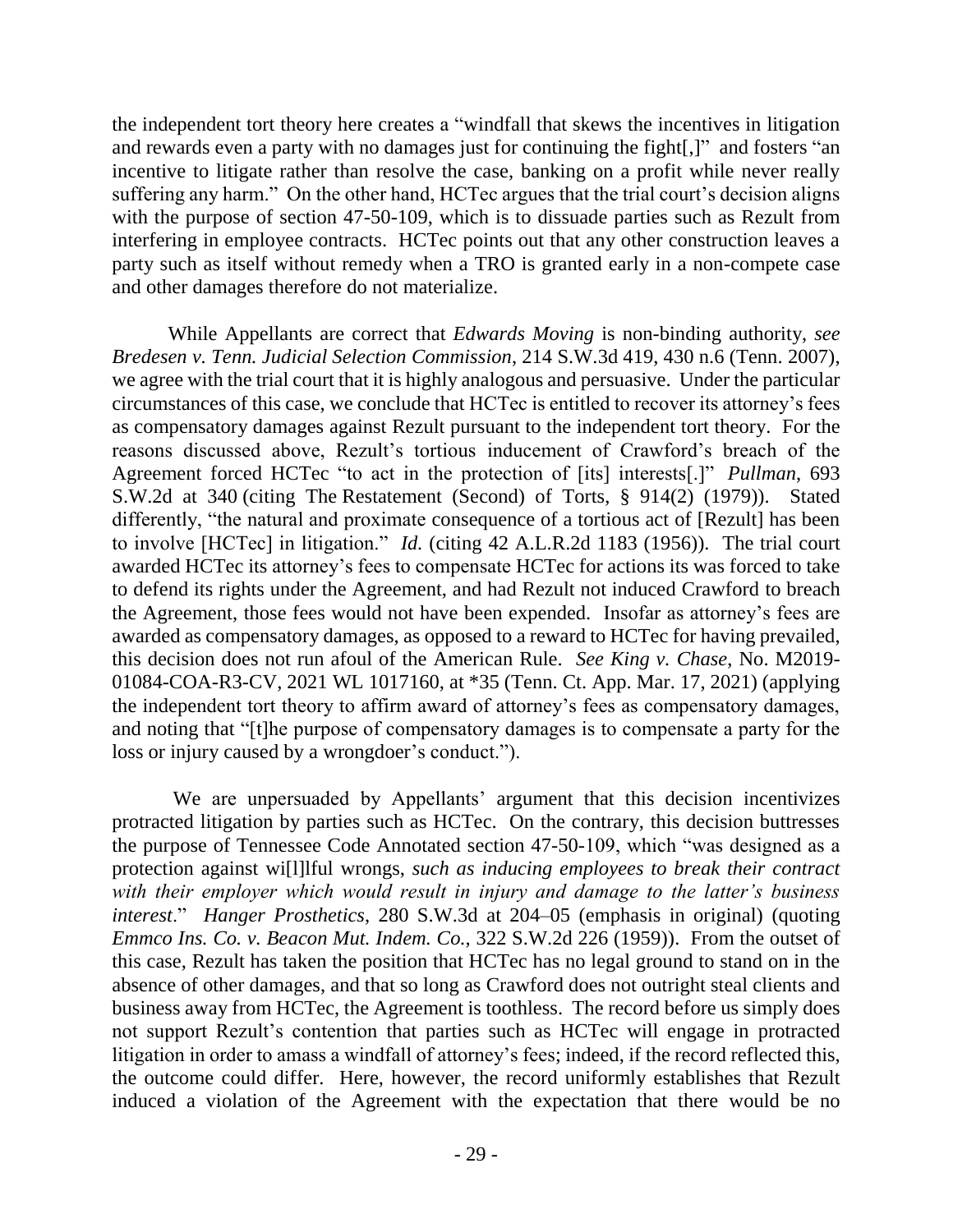the independent tort theory here creates a "windfall that skews the incentives in litigation and rewards even a party with no damages just for continuing the fight[,]" and fosters "an incentive to litigate rather than resolve the case, banking on a profit while never really suffering any harm." On the other hand, HCTec argues that the trial court's decision aligns with the purpose of section 47-50-109, which is to dissuade parties such as Rezult from interfering in employee contracts. HCTec points out that any other construction leaves a party such as itself without remedy when a TRO is granted early in a non-compete case and other damages therefore do not materialize.

While Appellants are correct that *Edwards Moving* is non-binding authority, *see Bredesen v. Tenn. Judicial Selection Commission*, 214 S.W.3d 419, 430 n.6 (Tenn. 2007), we agree with the trial court that it is highly analogous and persuasive. Under the particular circumstances of this case, we conclude that HCTec is entitled to recover its attorney's fees as compensatory damages against Rezult pursuant to the independent tort theory. For the reasons discussed above, Rezult's tortious inducement of Crawford's breach of the Agreement forced HCTec "to act in the protection of [its] interests[.]" *Pullman*, 693 S.W.2d at 340 (citing The Restatement (Second) of Torts, § 914(2) (1979)). Stated differently, "the natural and proximate consequence of a tortious act of [Rezult] has been to involve [HCTec] in litigation." *Id.* (citing 42 A.L.R.2d 1183 (1956)). The trial court awarded HCTec its attorney's fees to compensate HCTec for actions its was forced to take to defend its rights under the Agreement, and had Rezult not induced Crawford to breach the Agreement, those fees would not have been expended. Insofar as attorney's fees are awarded as compensatory damages, as opposed to a reward to HCTec for having prevailed, this decision does not run afoul of the American Rule. *See King v. Chase*, No. M2019-01084-COA-R3-CV, 2021 WL 1017160, at *35 (Tenn. Ct. App. Mar. 17, 2021) (applying the independent tort theory to affirm award of attorney's fees as compensatory damages, and noting that "[t]he purpose of compensatory damages is to compensate a party for the loss or injury caused by a wrongdoer's conduct.").

We are unpersuaded by Appellants' argument that this decision incentivizes protracted litigation by parties such as HCTec. On the contrary, this decision buttresses the purpose of Tennessee Code Annotated section 47-50-109, which "was designed as a protection against wi[l]lful wrongs, *such as inducing employees to break their contract with their employer which would result in injury and damage to the latter's business interest*." *Hanger Prosthetics*, 280 S.W.3d at 204–05 (emphasis in original) (quoting *Emmco Ins. Co. v. Beacon Mut. Indem. Co.*, 322 S.W.2d 226 (1959)). From the outset of this case, Rezult has taken the position that HCTec has no legal ground to stand on in the absence of other damages, and that so long as Crawford does not outright steal clients and business away from HCTec, the Agreement is toothless. The record before us simply does not support Rezult's contention that parties such as HCTec will engage in protracted litigation in order to amass a windfall of attorney's fees; indeed, if the record reflected this, the outcome could differ. Here, however, the record uniformly establishes that Rezult induced a violation of the Agreement with the expectation that there would be no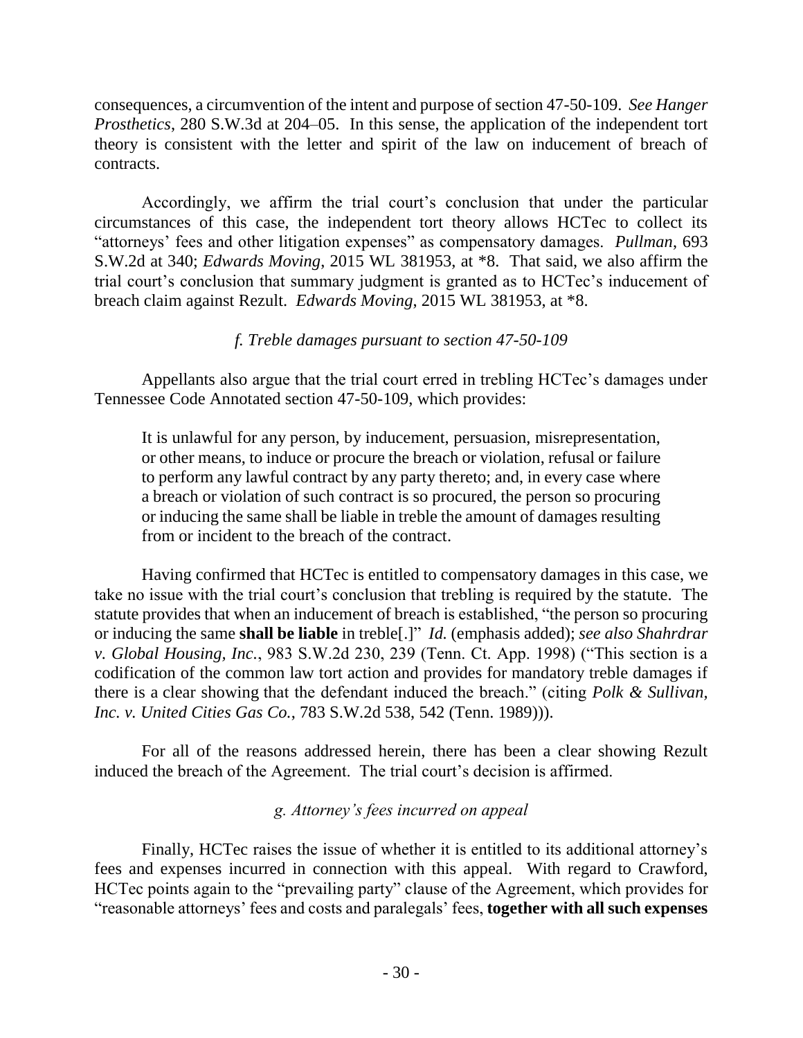consequences, a circumvention of the intent and purpose of section 47-50-109. *See Hanger Prosthetics*, 280 S.W.3d at 204–05. In this sense, the application of the independent tort theory is consistent with the letter and spirit of the law on inducement of breach of contracts.

Accordingly, we affirm the trial court's conclusion that under the particular circumstances of this case, the independent tort theory allows HCTec to collect its "attorneys' fees and other litigation expenses" as compensatory damages. *Pullman*, 693 S.W.2d at 340; *Edwards Moving*, 2015 WL 381953, at *8. That said, we also affirm the trial court's conclusion that summary judgment is granted as to HCTec's inducement of breach claim against Rezult. *Edwards Moving*, 2015 WL 381953, at *8.

*f. Treble damages pursuant to section 47-50-109*

Appellants also argue that the trial court erred in trebling HCTec's damages under Tennessee Code Annotated section 47-50-109, which provides:

> It is unlawful for any person, by inducement, persuasion, misrepresentation, or other means, to induce or procure the breach or violation, refusal or failure to perform any lawful contract by any party thereto; and, in every case where a breach or violation of such contract is so procured, the person so procuring or inducing the same shall be liable in treble the amount of damages resulting from or incident to the breach of the contract.

Having confirmed that HCTec is entitled to compensatory damages in this case, we take no issue with the trial court's conclusion that trebling is required by the statute. The statute provides that when an inducement of breach is established, "the person so procuring or inducing the same **shall be liable** in treble[.]" *Id.* (emphasis added); *see also Shahrdrar v. Global Housing, Inc.*, 983 S.W.2d 230, 239 (Tenn. Ct. App. 1998) ("This section is a codification of the common law tort action and provides for mandatory treble damages if there is a clear showing that the defendant induced the breach." (citing *Polk & Sullivan, Inc. v. United Cities Gas Co.*, 783 S.W.2d 538, 542 (Tenn. 1989))).

For all of the reasons addressed herein, there has been a clear showing Rezult induced the breach of the Agreement. The trial court's decision is affirmed.

*g. Attorney's fees incurred on appeal*

Finally, HCTec raises the issue of whether it is entitled to its additional attorney's fees and expenses incurred in connection with this appeal. With regard to Crawford, HCTec points again to the "prevailing party" clause of the Agreement, which provides for "reasonable attorneys' fees and costs and paralegals' fees, **together with all such expenses**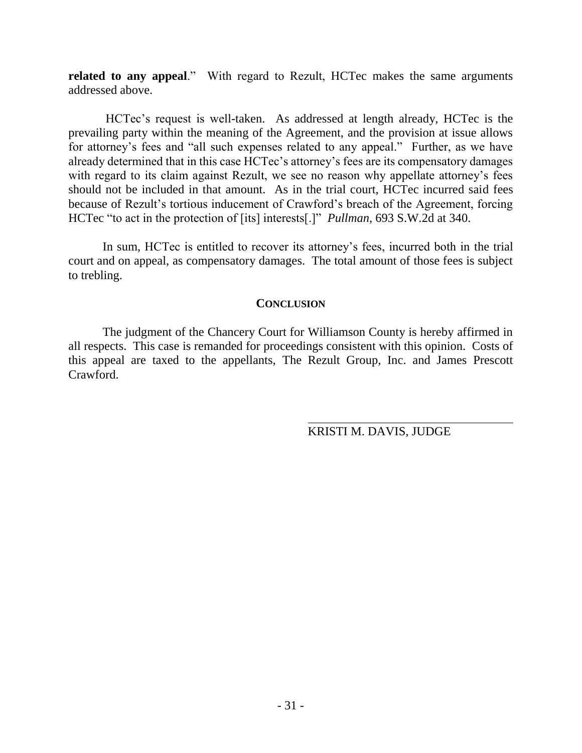**related to any appeal**." With regard to Rezult, HCTec makes the same arguments addressed above.

HCTec's request is well-taken. As addressed at length already, HCTec is the prevailing party within the meaning of the Agreement, and the provision at issue allows for attorney's fees and "all such expenses related to any appeal." Further, as we have already determined that in this case HCTec's attorney's fees are its compensatory damages with regard to its claim against Rezult, we see no reason why appellate attorney's fees should not be included in that amount. As in the trial court, HCTec incurred said fees because of Rezult's tortious inducement of Crawford's breach of the Agreement, forcing HCTec "to act in the protection of [its] interests[.]" *Pullman*, 693 S.W.2d at 340.

In sum, HCTec is entitled to recover its attorney's fees, incurred both in the trial court and on appeal, as compensatory damages. The total amount of those fees is subject to trebling.

## CONCLUSION

The judgment of the Chancery Court for Williamson County is hereby affirmed in all respects. This case is remanded for proceedings consistent with this opinion. Costs of this appeal are taxed to the appellants, The Rezult Group, Inc. and James Prescott Crawford.

KRISTI M. DAVIS, JUDGE